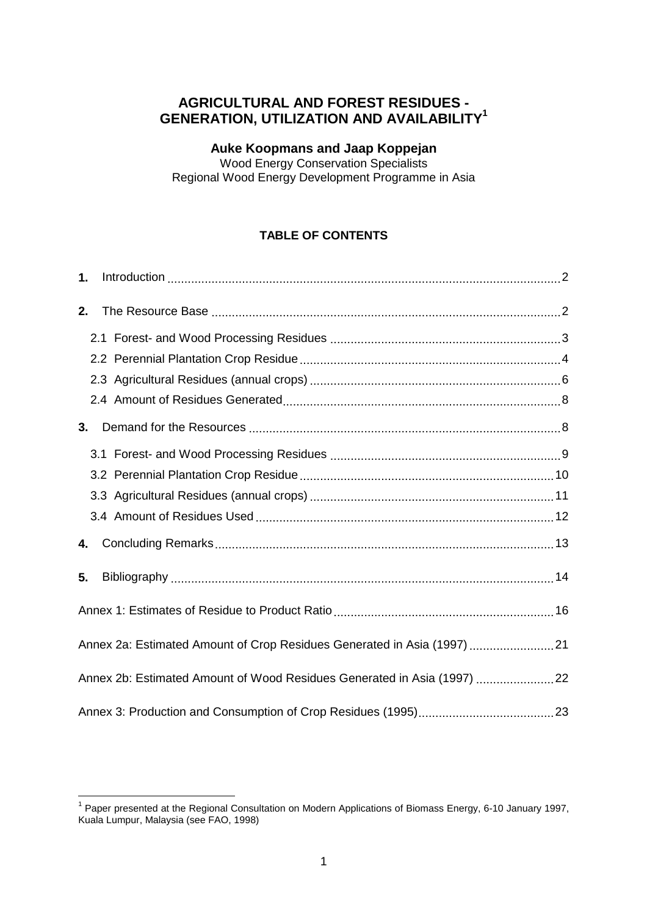# AGRICULTURAL AND FOREST RESIDUES - GENERATION, UTILIZATION AND AVAILABILITY[1]

**Auke Koopmans and Jaap Koppejan**

Wood Energy Conservation Specialists
Regional Wood Energy Development Programme in Asia

## TABLE OF CONTENTS

**1.** Introduction ..... 2

**2.** The Resource Base ..... 2

- 2.1 Forest- and Wood Processing Residues ..... 3
- 2.2 Perennial Plantation Crop Residue ..... 4
- 2.3 Agricultural Residues (annual crops) ..... 6
- 2.4 Amount of Residues Generated ..... 8

**3.** Demand for the Resources ..... 8

- 3.1 Forest- and Wood Processing Residues ..... 9
- 3.2 Perennial Plantation Crop Residue ..... 10
- 3.3 Agricultural Residues (annual crops) ..... 11
- 3.4 Amount of Residues Used ..... 12

**4.** Concluding Remarks ..... 13

**5.** Bibliography ..... 14

Annex 1: Estimates of Residue to Product Ratio ..... 16

Annex 2a: Estimated Amount of Crop Residues Generated in Asia (1997) ..... 21

Annex 2b: Estimated Amount of Wood Residues Generated in Asia (1997) ..... 22

Annex 3: Production and Consumption of Crop Residues (1995) ..... 23

---

[1] Paper presented at the Regional Consultation on Modern Applications of Biomass Energy, 6-10 January 1997, Kuala Lumpur, Malaysia (see FAO, 1998)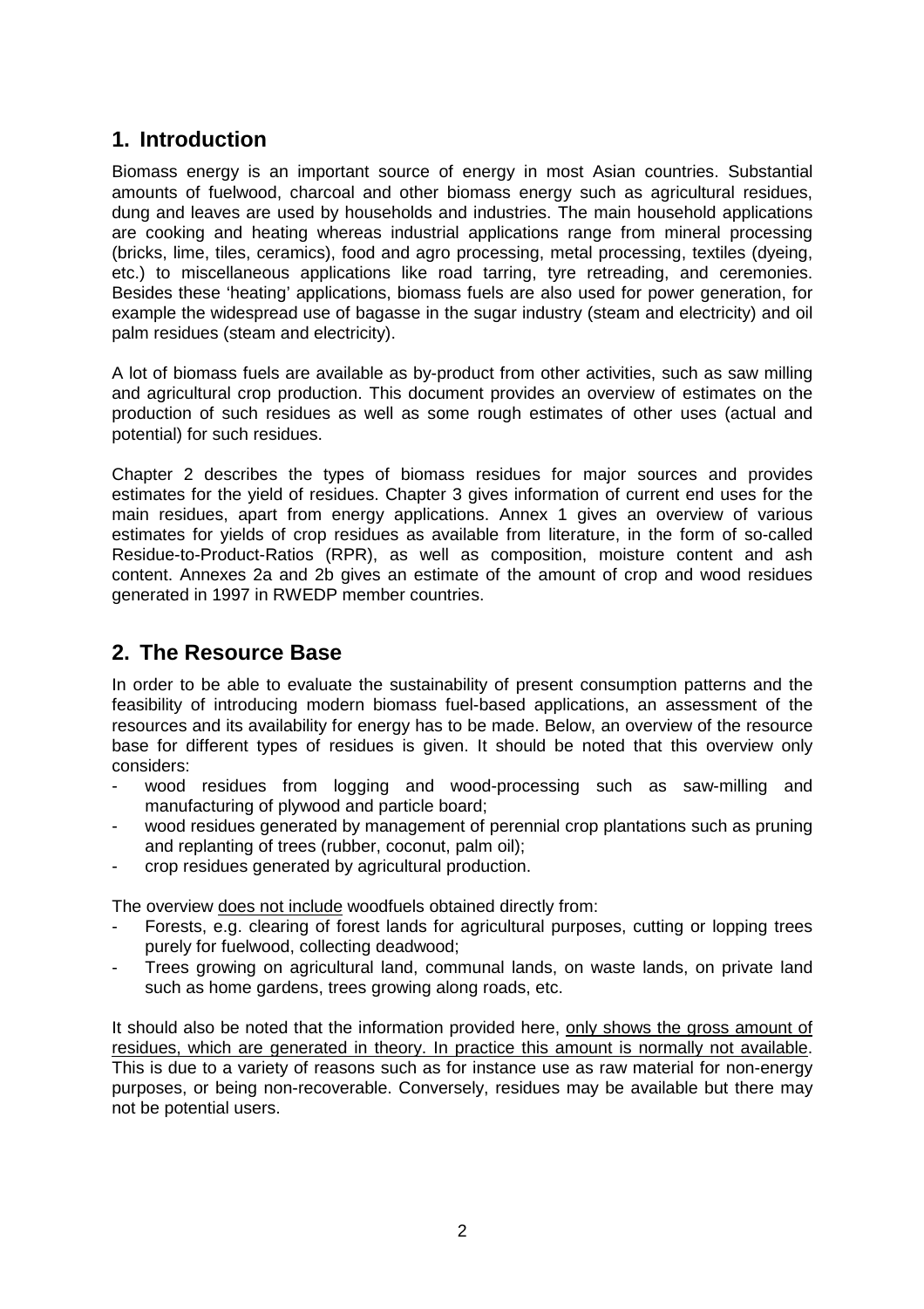## 1. Introduction

Biomass energy is an important source of energy in most Asian countries. Substantial amounts of fuelwood, charcoal and other biomass energy such as agricultural residues, dung and leaves are used by households and industries. The main household applications are cooking and heating whereas industrial applications range from mineral processing (bricks, lime, tiles, ceramics), food and agro processing, metal processing, textiles (dyeing, etc.) to miscellaneous applications like road tarring, tyre retreading, and ceremonies. Besides these 'heating' applications, biomass fuels are also used for power generation, for example the widespread use of bagasse in the sugar industry (steam and electricity) and oil palm residues (steam and electricity).

A lot of biomass fuels are available as by-product from other activities, such as saw milling and agricultural crop production. This document provides an overview of estimates on the production of such residues as well as some rough estimates of other uses (actual and potential) for such residues.

Chapter 2 describes the types of biomass residues for major sources and provides estimates for the yield of residues. Chapter 3 gives information of current end uses for the main residues, apart from energy applications. Annex 1 gives an overview of various estimates for yields of crop residues as available from literature, in the form of so-called Residue-to-Product-Ratios (RPR), as well as composition, moisture content and ash content. Annexes 2a and 2b gives an estimate of the amount of crop and wood residues generated in 1997 in RWEDP member countries.

## 2. The Resource Base

In order to be able to evaluate the sustainability of present consumption patterns and the feasibility of introducing modern biomass fuel-based applications, an assessment of the resources and its availability for energy has to be made. Below, an overview of the resource base for different types of residues is given. It should be noted that this overview only considers:

- wood residues from logging and wood-processing such as saw-milling and manufacturing of plywood and particle board;
- wood residues generated by management of perennial crop plantations such as pruning and replanting of trees (rubber, coconut, palm oil);
- crop residues generated by agricultural production.

The overview <u>does not include</u> woodfuels obtained directly from:

- Forests, e.g. clearing of forest lands for agricultural purposes, cutting or lopping trees purely for fuelwood, collecting deadwood;
- Trees growing on agricultural land, communal lands, on waste lands, on private land such as home gardens, trees growing along roads, etc.

It should also be noted that the information provided here, <u>only shows the gross amount of residues, which are generated in theory. In practice this amount is normally not available</u>. This is due to a variety of reasons such as for instance use as raw material for non-energy purposes, or being non-recoverable. Conversely, residues may be available but there may not be potential users.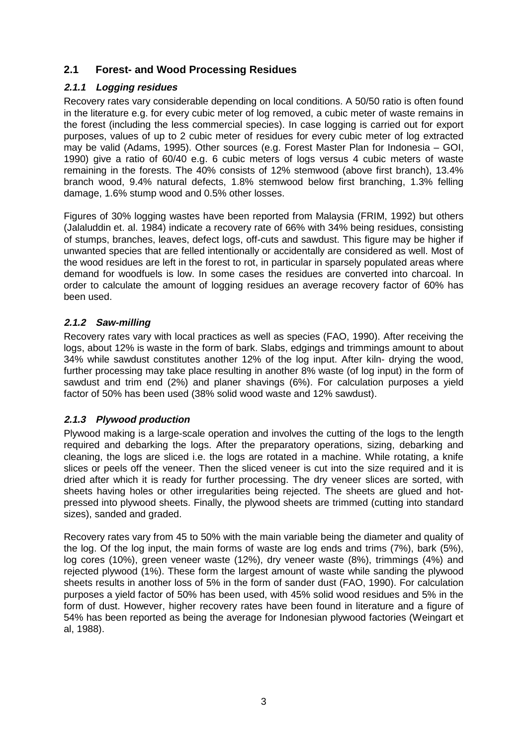## 2.1 Forest- and Wood Processing Residues

### *2.1.1 Logging residues*

Recovery rates vary considerable depending on local conditions. A 50/50 ratio is often found in the literature e.g. for every cubic meter of log removed, a cubic meter of waste remains in the forest (including the less commercial species). In case logging is carried out for export purposes, values of up to 2 cubic meter of residues for every cubic meter of log extracted may be valid (Adams, 1995). Other sources (e.g. Forest Master Plan for Indonesia – GOI, 1990) give a ratio of 60/40 e.g. 6 cubic meters of logs versus 4 cubic meters of waste remaining in the forests. The 40% consists of 12% stemwood (above first branch), 13.4% branch wood, 9.4% natural defects, 1.8% stemwood below first branching, 1.3% felling damage, 1.6% stump wood and 0.5% other losses.

Figures of 30% logging wastes have been reported from Malaysia (FRIM, 1992) but others (Jalaluddin et. al. 1984) indicate a recovery rate of 66% with 34% being residues, consisting of stumps, branches, leaves, defect logs, off-cuts and sawdust. This figure may be higher if unwanted species that are felled intentionally or accidentally are considered as well. Most of the wood residues are left in the forest to rot, in particular in sparsely populated areas where demand for woodfuels is low. In some cases the residues are converted into charcoal. In order to calculate the amount of logging residues an average recovery factor of 60% has been used.

### *2.1.2 Saw-milling*

Recovery rates vary with local practices as well as species (FAO, 1990). After receiving the logs, about 12% is waste in the form of bark. Slabs, edgings and trimmings amount to about 34% while sawdust constitutes another 12% of the log input. After kiln- drying the wood, further processing may take place resulting in another 8% waste (of log input) in the form of sawdust and trim end (2%) and planer shavings (6%). For calculation purposes a yield factor of 50% has been used (38% solid wood waste and 12% sawdust).

### *2.1.3 Plywood production*

Plywood making is a large-scale operation and involves the cutting of the logs to the length required and debarking the logs. After the preparatory operations, sizing, debarking and cleaning, the logs are sliced i.e. the logs are rotated in a machine. While rotating, a knife slices or peels off the veneer. Then the sliced veneer is cut into the size required and it is dried after which it is ready for further processing. The dry veneer slices are sorted, with sheets having holes or other irregularities being rejected. The sheets are glued and hot-pressed into plywood sheets. Finally, the plywood sheets are trimmed (cutting into standard sizes), sanded and graded.

Recovery rates vary from 45 to 50% with the main variable being the diameter and quality of the log. Of the log input, the main forms of waste are log ends and trims (7%), bark (5%), log cores (10%), green veneer waste (12%), dry veneer waste (8%), trimmings (4%) and rejected plywood (1%). These form the largest amount of waste while sanding the plywood sheets results in another loss of 5% in the form of sander dust (FAO, 1990). For calculation purposes a yield factor of 50% has been used, with 45% solid wood residues and 5% in the form of dust. However, higher recovery rates have been found in literature and a figure of 54% has been reported as being the average for Indonesian plywood factories (Weingart et al, 1988).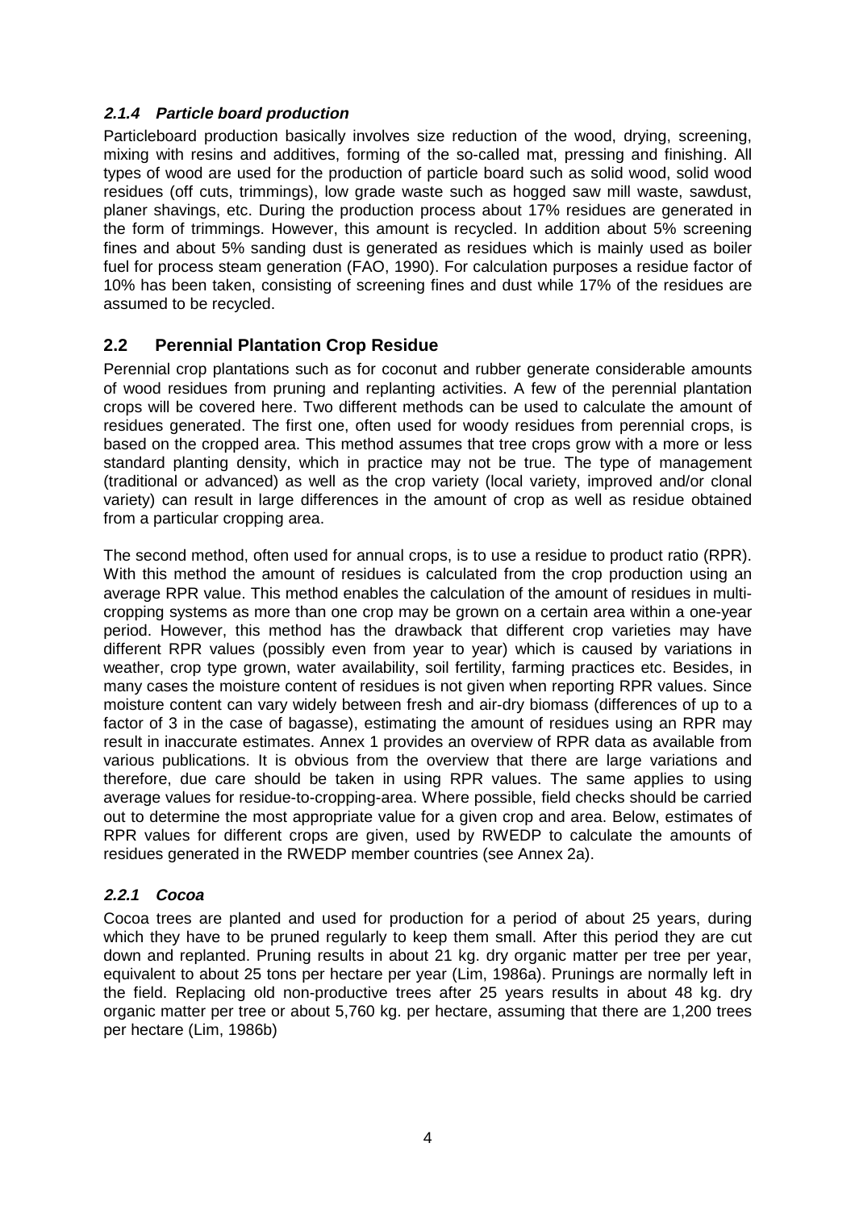#### *2.1.4 Particle board production*

Particleboard production basically involves size reduction of the wood, drying, screening, mixing with resins and additives, forming of the so-called mat, pressing and finishing. All types of wood are used for the production of particle board such as solid wood, solid wood residues (off cuts, trimmings), low grade waste such as hogged saw mill waste, sawdust, planer shavings, etc. During the production process about 17% residues are generated in the form of trimmings. However, this amount is recycled. In addition about 5% screening fines and about 5% sanding dust is generated as residues which is mainly used as boiler fuel for process steam generation (FAO, 1990). For calculation purposes a residue factor of 10% has been taken, consisting of screening fines and dust while 17% of the residues are assumed to be recycled.

## 2.2 Perennial Plantation Crop Residue

Perennial crop plantations such as for coconut and rubber generate considerable amounts of wood residues from pruning and replanting activities. A few of the perennial plantation crops will be covered here. Two different methods can be used to calculate the amount of residues generated. The first one, often used for woody residues from perennial crops, is based on the cropped area. This method assumes that tree crops grow with a more or less standard planting density, which in practice may not be true. The type of management (traditional or advanced) as well as the crop variety (local variety, improved and/or clonal variety) can result in large differences in the amount of crop as well as residue obtained from a particular cropping area.

The second method, often used for annual crops, is to use a residue to product ratio (RPR). With this method the amount of residues is calculated from the crop production using an average RPR value. This method enables the calculation of the amount of residues in multi-cropping systems as more than one crop may be grown on a certain area within a one-year period. However, this method has the drawback that different crop varieties may have different RPR values (possibly even from year to year) which is caused by variations in weather, crop type grown, water availability, soil fertility, farming practices etc. Besides, in many cases the moisture content of residues is not given when reporting RPR values. Since moisture content can vary widely between fresh and air-dry biomass (differences of up to a factor of 3 in the case of bagasse), estimating the amount of residues using an RPR may result in inaccurate estimates. Annex 1 provides an overview of RPR data as available from various publications. It is obvious from the overview that there are large variations and therefore, due care should be taken in using RPR values. The same applies to using average values for residue-to-cropping-area. Where possible, field checks should be carried out to determine the most appropriate value for a given crop and area. Below, estimates of RPR values for different crops are given, used by RWEDP to calculate the amounts of residues generated in the RWEDP member countries (see Annex 2a).

#### *2.2.1 Cocoa*

Cocoa trees are planted and used for production for a period of about 25 years, during which they have to be pruned regularly to keep them small. After this period they are cut down and replanted. Pruning results in about 21 kg. dry organic matter per tree per year, equivalent to about 25 tons per hectare per year (Lim, 1986a). Prunings are normally left in the field. Replacing old non-productive trees after 25 years results in about 48 kg. dry organic matter per tree or about 5,760 kg. per hectare, assuming that there are 1,200 trees per hectare (Lim, 1986b)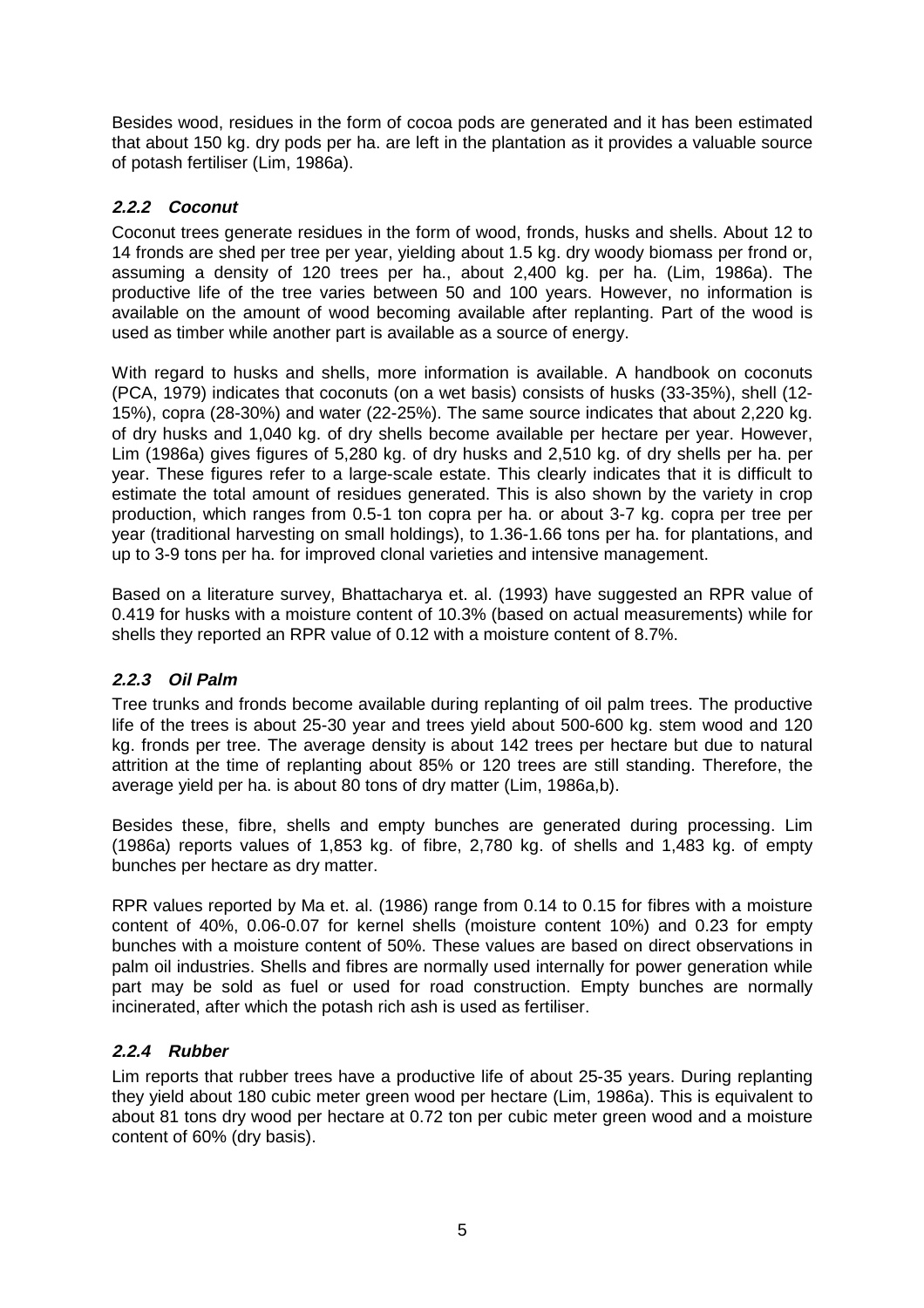Besides wood, residues in the form of cocoa pods are generated and it has been estimated that about 150 kg. dry pods per ha. are left in the plantation as it provides a valuable source of potash fertiliser (Lim, 1986a).

### *2.2.2 Coconut*

Coconut trees generate residues in the form of wood, fronds, husks and shells. About 12 to 14 fronds are shed per tree per year, yielding about 1.5 kg. dry woody biomass per frond or, assuming a density of 120 trees per ha., about 2,400 kg. per ha. (Lim, 1986a). The productive life of the tree varies between 50 and 100 years. However, no information is available on the amount of wood becoming available after replanting. Part of the wood is used as timber while another part is available as a source of energy.

With regard to husks and shells, more information is available. A handbook on coconuts (PCA, 1979) indicates that coconuts (on a wet basis) consists of husks (33-35%), shell (12-15%), copra (28-30%) and water (22-25%). The same source indicates that about 2,220 kg. of dry husks and 1,040 kg. of dry shells become available per hectare per year. However, Lim (1986a) gives figures of 5,280 kg. of dry husks and 2,510 kg. of dry shells per ha. per year. These figures refer to a large-scale estate. This clearly indicates that it is difficult to estimate the total amount of residues generated. This is also shown by the variety in crop production, which ranges from 0.5-1 ton copra per ha. or about 3-7 kg. copra per tree per year (traditional harvesting on small holdings), to 1.36-1.66 tons per ha. for plantations, and up to 3-9 tons per ha. for improved clonal varieties and intensive management.

Based on a literature survey, Bhattacharya et. al. (1993) have suggested an RPR value of 0.419 for husks with a moisture content of 10.3% (based on actual measurements) while for shells they reported an RPR value of 0.12 with a moisture content of 8.7%.

### *2.2.3 Oil Palm*

Tree trunks and fronds become available during replanting of oil palm trees. The productive life of the trees is about 25-30 year and trees yield about 500-600 kg. stem wood and 120 kg. fronds per tree. The average density is about 142 trees per hectare but due to natural attrition at the time of replanting about 85% or 120 trees are still standing. Therefore, the average yield per ha. is about 80 tons of dry matter (Lim, 1986a,b).

Besides these, fibre, shells and empty bunches are generated during processing. Lim (1986a) reports values of 1,853 kg. of fibre, 2,780 kg. of shells and 1,483 kg. of empty bunches per hectare as dry matter.

RPR values reported by Ma et. al. (1986) range from 0.14 to 0.15 for fibres with a moisture content of 40%, 0.06-0.07 for kernel shells (moisture content 10%) and 0.23 for empty bunches with a moisture content of 50%. These values are based on direct observations in palm oil industries. Shells and fibres are normally used internally for power generation while part may be sold as fuel or used for road construction. Empty bunches are normally incinerated, after which the potash rich ash is used as fertiliser.

### *2.2.4 Rubber*

Lim reports that rubber trees have a productive life of about 25-35 years. During replanting they yield about 180 cubic meter green wood per hectare (Lim, 1986a). This is equivalent to about 81 tons dry wood per hectare at 0.72 ton per cubic meter green wood and a moisture content of 60% (dry basis).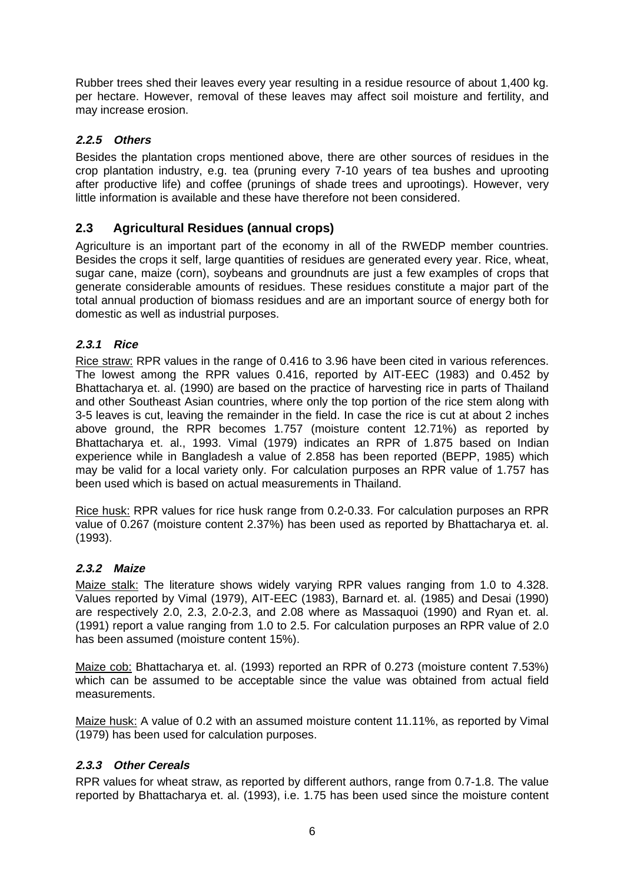Rubber trees shed their leaves every year resulting in a residue resource of about 1,400 kg. per hectare. However, removal of these leaves may affect soil moisture and fertility, and may increase erosion.

#### *2.2.5 Others*

Besides the plantation crops mentioned above, there are other sources of residues in the crop plantation industry, e.g. tea (pruning every 7-10 years of tea bushes and uprooting after productive life) and coffee (prunings of shade trees and uprootings). However, very little information is available and these have therefore not been considered.

### 2.3 Agricultural Residues (annual crops)

Agriculture is an important part of the economy in all of the RWEDP member countries. Besides the crops it self, large quantities of residues are generated every year. Rice, wheat, sugar cane, maize (corn), soybeans and groundnuts are just a few examples of crops that generate considerable amounts of residues. These residues constitute a major part of the total annual production of biomass residues and are an important source of energy both for domestic as well as industrial purposes.

#### *2.3.1 Rice*

Rice straw: RPR values in the range of 0.416 to 3.96 have been cited in various references. The lowest among the RPR values 0.416, reported by AIT-EEC (1983) and 0.452 by Bhattacharya et. al. (1990) are based on the practice of harvesting rice in parts of Thailand and other Southeast Asian countries, where only the top portion of the rice stem along with 3-5 leaves is cut, leaving the remainder in the field. In case the rice is cut at about 2 inches above ground, the RPR becomes 1.757 (moisture content 12.71%) as reported by Bhattacharya et. al., 1993. Vimal (1979) indicates an RPR of 1.875 based on Indian experience while in Bangladesh a value of 2.858 has been reported (BEPP, 1985) which may be valid for a local variety only. For calculation purposes an RPR value of 1.757 has been used which is based on actual measurements in Thailand.

Rice husk: RPR values for rice husk range from 0.2-0.33. For calculation purposes an RPR value of 0.267 (moisture content 2.37%) has been used as reported by Bhattacharya et. al. (1993).

#### *2.3.2 Maize*

Maize stalk: The literature shows widely varying RPR values ranging from 1.0 to 4.328. Values reported by Vimal (1979), AIT-EEC (1983), Barnard et. al. (1985) and Desai (1990) are respectively 2.0, 2.3, 2.0-2.3, and 2.08 where as Massaquoi (1990) and Ryan et. al. (1991) report a value ranging from 1.0 to 2.5. For calculation purposes an RPR value of 2.0 has been assumed (moisture content 15%).

Maize cob: Bhattacharya et. al. (1993) reported an RPR of 0.273 (moisture content 7.53%) which can be assumed to be acceptable since the value was obtained from actual field measurements.

Maize husk: A value of 0.2 with an assumed moisture content 11.11%, as reported by Vimal (1979) has been used for calculation purposes.

#### *2.3.3 Other Cereals*

RPR values for wheat straw, as reported by different authors, range from 0.7-1.8. The value reported by Bhattacharya et. al. (1993), i.e. 1.75 has been used since the moisture content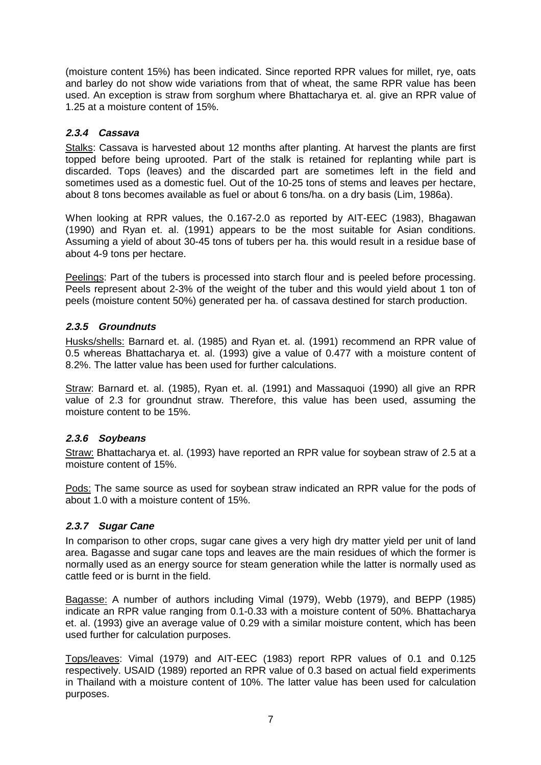(moisture content 15%) has been indicated. Since reported RPR values for millet, rye, oats and barley do not show wide variations from that of wheat, the same RPR value has been used. An exception is straw from sorghum where Bhattacharya et. al. give an RPR value of 1.25 at a moisture content of 15%.

### ***2.3.4 Cassava***

Stalks: Cassava is harvested about 12 months after planting. At harvest the plants are first topped before being uprooted. Part of the stalk is retained for replanting while part is discarded. Tops (leaves) and the discarded part are sometimes left in the field and sometimes used as a domestic fuel. Out of the 10-25 tons of stems and leaves per hectare, about 8 tons becomes available as fuel or about 6 tons/ha. on a dry basis (Lim, 1986a).

When looking at RPR values, the 0.167-2.0 as reported by AIT-EEC (1983), Bhagawan (1990) and Ryan et. al. (1991) appears to be the most suitable for Asian conditions. Assuming a yield of about 30-45 tons of tubers per ha. this would result in a residue base of about 4-9 tons per hectare.

Peelings: Part of the tubers is processed into starch flour and is peeled before processing. Peels represent about 2-3% of the weight of the tuber and this would yield about 1 ton of peels (moisture content 50%) generated per ha. of cassava destined for starch production.

### ***2.3.5 Groundnuts***

Husks/shells: Barnard et. al. (1985) and Ryan et. al. (1991) recommend an RPR value of 0.5 whereas Bhattacharya et. al. (1993) give a value of 0.477 with a moisture content of 8.2%. The latter value has been used for further calculations.

Straw: Barnard et. al. (1985), Ryan et. al. (1991) and Massaquoi (1990) all give an RPR value of 2.3 for groundnut straw. Therefore, this value has been used, assuming the moisture content to be 15%.

### ***2.3.6 Soybeans***

Straw: Bhattacharya et. al. (1993) have reported an RPR value for soybean straw of 2.5 at a moisture content of 15%.

Pods: The same source as used for soybean straw indicated an RPR value for the pods of about 1.0 with a moisture content of 15%.

### ***2.3.7 Sugar Cane***

In comparison to other crops, sugar cane gives a very high dry matter yield per unit of land area. Bagasse and sugar cane tops and leaves are the main residues of which the former is normally used as an energy source for steam generation while the latter is normally used as cattle feed or is burnt in the field.

Bagasse: A number of authors including Vimal (1979), Webb (1979), and BEPP (1985) indicate an RPR value ranging from 0.1-0.33 with a moisture content of 50%. Bhattacharya et. al. (1993) give an average value of 0.29 with a similar moisture content, which has been used further for calculation purposes.

Tops/leaves: Vimal (1979) and AIT-EEC (1983) report RPR values of 0.1 and 0.125 respectively. USAID (1989) reported an RPR value of 0.3 based on actual field experiments in Thailand with a moisture content of 10%. The latter value has been used for calculation purposes.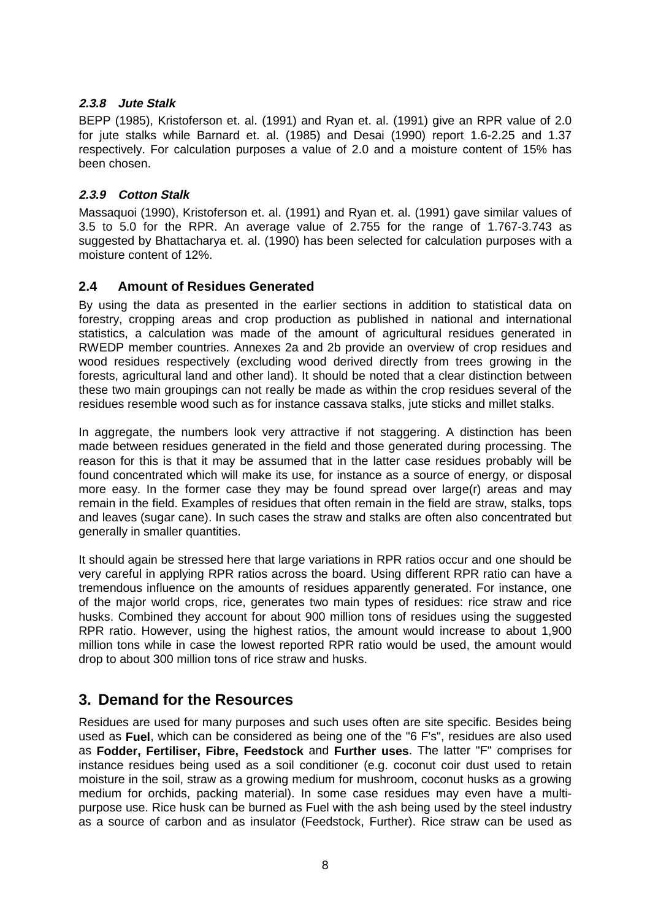#### *2.3.8 Jute Stalk*

BEPP (1985), Kristoferson et. al. (1991) and Ryan et. al. (1991) give an RPR value of 2.0 for jute stalks while Barnard et. al. (1985) and Desai (1990) report 1.6-2.25 and 1.37 respectively. For calculation purposes a value of 2.0 and a moisture content of 15% has been chosen.

#### *2.3.9 Cotton Stalk*

Massaquoi (1990), Kristoferson et. al. (1991) and Ryan et. al. (1991) gave similar values of 3.5 to 5.0 for the RPR. An average value of 2.755 for the range of 1.767-3.743 as suggested by Bhattacharya et. al. (1990) has been selected for calculation purposes with a moisture content of 12%.

### 2.4 Amount of Residues Generated

By using the data as presented in the earlier sections in addition to statistical data on forestry, cropping areas and crop production as published in national and international statistics, a calculation was made of the amount of agricultural residues generated in RWEDP member countries. Annexes 2a and 2b provide an overview of crop residues and wood residues respectively (excluding wood derived directly from trees growing in the forests, agricultural land and other land). It should be noted that a clear distinction between these two main groupings can not really be made as within the crop residues several of the residues resemble wood such as for instance cassava stalks, jute sticks and millet stalks.

In aggregate, the numbers look very attractive if not staggering. A distinction has been made between residues generated in the field and those generated during processing. The reason for this is that it may be assumed that in the latter case residues probably will be found concentrated which will make its use, for instance as a source of energy, or disposal more easy. In the former case they may be found spread over large(r) areas and may remain in the field. Examples of residues that often remain in the field are straw, stalks, tops and leaves (sugar cane). In such cases the straw and stalks are often also concentrated but generally in smaller quantities.

It should again be stressed here that large variations in RPR ratios occur and one should be very careful in applying RPR ratios across the board. Using different RPR ratio can have a tremendous influence on the amounts of residues apparently generated. For instance, one of the major world crops, rice, generates two main types of residues: rice straw and rice husks. Combined they account for about 900 million tons of residues using the suggested RPR ratio. However, using the highest ratios, the amount would increase to about 1,900 million tons while in case the lowest reported RPR ratio would be used, the amount would drop to about 300 million tons of rice straw and husks.

## 3. Demand for the Resources

Residues are used for many purposes and such uses often are site specific. Besides being used as **Fuel**, which can be considered as being one of the "6 F's", residues are also used as **Fodder, Fertiliser, Fibre, Feedstock** and **Further uses**. The latter "F" comprises for instance residues being used as a soil conditioner (e.g. coconut coir dust used to retain moisture in the soil, straw as a growing medium for mushroom, coconut husks as a growing medium for orchids, packing material). In some case residues may even have a multi-purpose use. Rice husk can be burned as Fuel with the ash being used by the steel industry as a source of carbon and as insulator (Feedstock, Further). Rice straw can be used as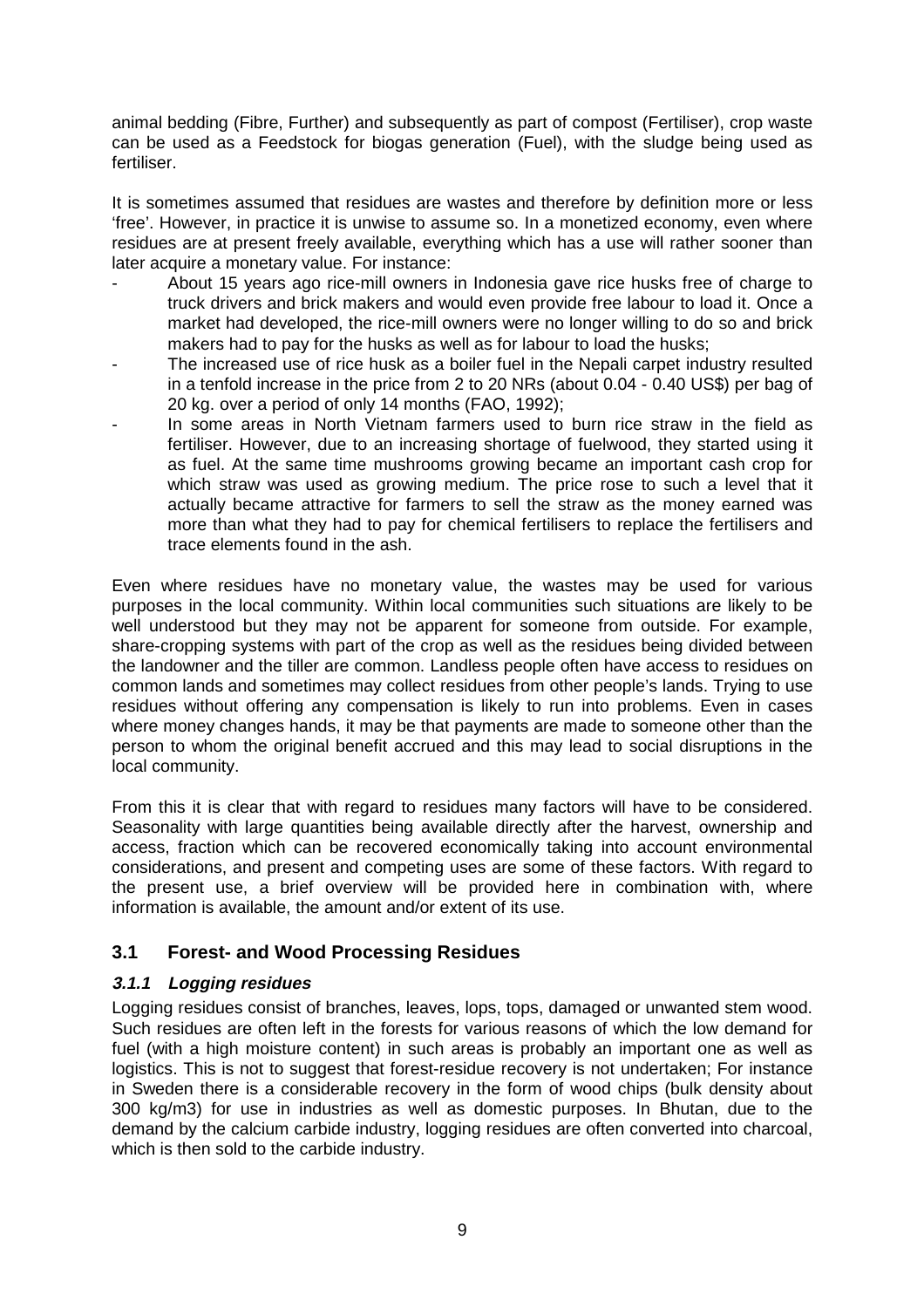animal bedding (Fibre, Further) and subsequently as part of compost (Fertiliser), crop waste can be used as a Feedstock for biogas generation (Fuel), with the sludge being used as fertiliser.

It is sometimes assumed that residues are wastes and therefore by definition more or less 'free'. However, in practice it is unwise to assume so. In a monetized economy, even where residues are at present freely available, everything which has a use will rather sooner than later acquire a monetary value. For instance:

- About 15 years ago rice-mill owners in Indonesia gave rice husks free of charge to truck drivers and brick makers and would even provide free labour to load it. Once a market had developed, the rice-mill owners were no longer willing to do so and brick makers had to pay for the husks as well as for labour to load the husks;
- The increased use of rice husk as a boiler fuel in the Nepali carpet industry resulted in a tenfold increase in the price from 2 to 20 NRs (about 0.04 - 0.40 US$) per bag of 20 kg. over a period of only 14 months (FAO, 1992);
- In some areas in North Vietnam farmers used to burn rice straw in the field as fertiliser. However, due to an increasing shortage of fuelwood, they started using it as fuel. At the same time mushrooms growing became an important cash crop for which straw was used as growing medium. The price rose to such a level that it actually became attractive for farmers to sell the straw as the money earned was more than what they had to pay for chemical fertilisers to replace the fertilisers and trace elements found in the ash.

Even where residues have no monetary value, the wastes may be used for various purposes in the local community. Within local communities such situations are likely to be well understood but they may not be apparent for someone from outside. For example, share-cropping systems with part of the crop as well as the residues being divided between the landowner and the tiller are common. Landless people often have access to residues on common lands and sometimes may collect residues from other people's lands. Trying to use residues without offering any compensation is likely to run into problems. Even in cases where money changes hands, it may be that payments are made to someone other than the person to whom the original benefit accrued and this may lead to social disruptions in the local community.

From this it is clear that with regard to residues many factors will have to be considered. Seasonality with large quantities being available directly after the harvest, ownership and access, fraction which can be recovered economically taking into account environmental considerations, and present and competing uses are some of these factors. With regard to the present use, a brief overview will be provided here in combination with, where information is available, the amount and/or extent of its use.

## 3.1 Forest- and Wood Processing Residues

### *3.1.1 Logging residues*

Logging residues consist of branches, leaves, lops, tops, damaged or unwanted stem wood. Such residues are often left in the forests for various reasons of which the low demand for fuel (with a high moisture content) in such areas is probably an important one as well as logistics. This is not to suggest that forest-residue recovery is not undertaken; For instance in Sweden there is a considerable recovery in the form of wood chips (bulk density about 300 kg/m3) for use in industries as well as domestic purposes. In Bhutan, due to the demand by the calcium carbide industry, logging residues are often converted into charcoal, which is then sold to the carbide industry.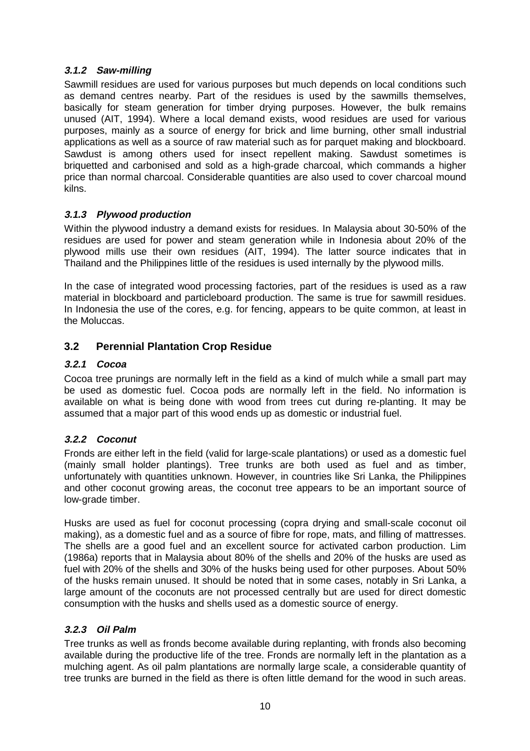#### *3.1.2 Saw-milling*

Sawmill residues are used for various purposes but much depends on local conditions such as demand centres nearby. Part of the residues is used by the sawmills themselves, basically for steam generation for timber drying purposes. However, the bulk remains unused (AIT, 1994). Where a local demand exists, wood residues are used for various purposes, mainly as a source of energy for brick and lime burning, other small industrial applications as well as a source of raw material such as for parquet making and blockboard. Sawdust is among others used for insect repellent making. Sawdust sometimes is briquetted and carbonised and sold as a high-grade charcoal, which commands a higher price than normal charcoal. Considerable quantities are also used to cover charcoal mound kilns.

#### *3.1.3 Plywood production*

Within the plywood industry a demand exists for residues. In Malaysia about 30-50% of the residues are used for power and steam generation while in Indonesia about 20% of the plywood mills use their own residues (AIT, 1994). The latter source indicates that in Thailand and the Philippines little of the residues is used internally by the plywood mills.

In the case of integrated wood processing factories, part of the residues is used as a raw material in blockboard and particleboard production. The same is true for sawmill residues. In Indonesia the use of the cores, e.g. for fencing, appears to be quite common, at least in the Moluccas.

### 3.2 Perennial Plantation Crop Residue

#### *3.2.1 Cocoa*

Cocoa tree prunings are normally left in the field as a kind of mulch while a small part may be used as domestic fuel. Cocoa pods are normally left in the field. No information is available on what is being done with wood from trees cut during re-planting. It may be assumed that a major part of this wood ends up as domestic or industrial fuel.

#### *3.2.2 Coconut*

Fronds are either left in the field (valid for large-scale plantations) or used as a domestic fuel (mainly small holder plantings). Tree trunks are both used as fuel and as timber, unfortunately with quantities unknown. However, in countries like Sri Lanka, the Philippines and other coconut growing areas, the coconut tree appears to be an important source of low-grade timber.

Husks are used as fuel for coconut processing (copra drying and small-scale coconut oil making), as a domestic fuel and as a source of fibre for rope, mats, and filling of mattresses. The shells are a good fuel and an excellent source for activated carbon production. Lim (1986a) reports that in Malaysia about 80% of the shells and 20% of the husks are used as fuel with 20% of the shells and 30% of the husks being used for other purposes. About 50% of the husks remain unused. It should be noted that in some cases, notably in Sri Lanka, a large amount of the coconuts are not processed centrally but are used for direct domestic consumption with the husks and shells used as a domestic source of energy.

#### *3.2.3 Oil Palm*

Tree trunks as well as fronds become available during replanting, with fronds also becoming available during the productive life of the tree. Fronds are normally left in the plantation as a mulching agent. As oil palm plantations are normally large scale, a considerable quantity of tree trunks are burned in the field as there is often little demand for the wood in such areas.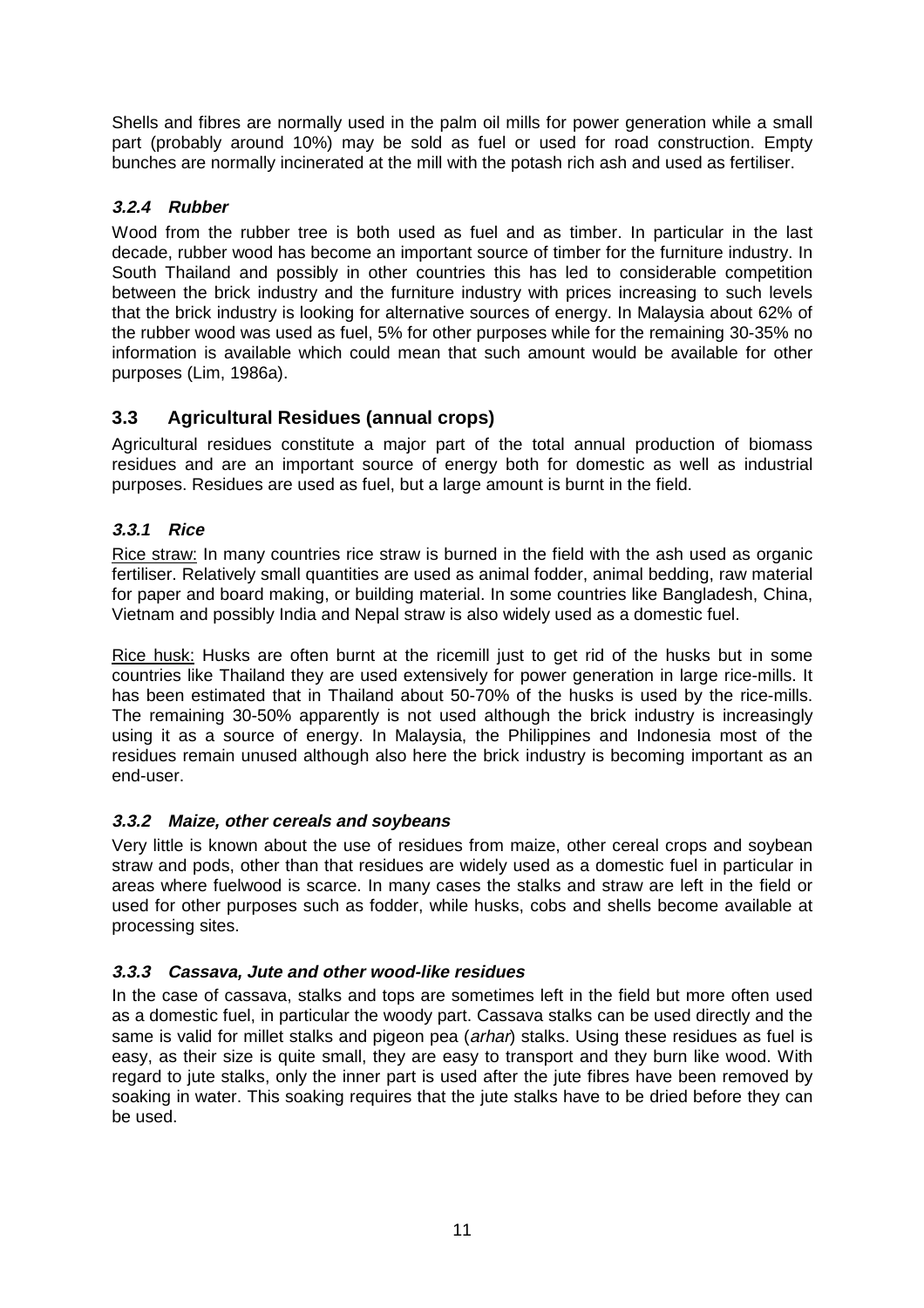Shells and fibres are normally used in the palm oil mills for power generation while a small part (probably around 10%) may be sold as fuel or used for road construction. Empty bunches are normally incinerated at the mill with the potash rich ash and used as fertiliser.

#### *3.2.4 Rubber*

Wood from the rubber tree is both used as fuel and as timber. In particular in the last decade, rubber wood has become an important source of timber for the furniture industry. In South Thailand and possibly in other countries this has led to considerable competition between the brick industry and the furniture industry with prices increasing to such levels that the brick industry is looking for alternative sources of energy. In Malaysia about 62% of the rubber wood was used as fuel, 5% for other purposes while for the remaining 30-35% no information is available which could mean that such amount would be available for other purposes (Lim, 1986a).

## 3.3 Agricultural Residues (annual crops)

Agricultural residues constitute a major part of the total annual production of biomass residues and are an important source of energy both for domestic as well as industrial purposes. Residues are used as fuel, but a large amount is burnt in the field.

#### *3.3.1 Rice*

Rice straw: In many countries rice straw is burned in the field with the ash used as organic fertiliser. Relatively small quantities are used as animal fodder, animal bedding, raw material for paper and board making, or building material. In some countries like Bangladesh, China, Vietnam and possibly India and Nepal straw is also widely used as a domestic fuel.

Rice husk: Husks are often burnt at the ricemill just to get rid of the husks but in some countries like Thailand they are used extensively for power generation in large rice-mills. It has been estimated that in Thailand about 50-70% of the husks is used by the rice-mills. The remaining 30-50% apparently is not used although the brick industry is increasingly using it as a source of energy. In Malaysia, the Philippines and Indonesia most of the residues remain unused although also here the brick industry is becoming important as an end-user.

#### *3.3.2 Maize, other cereals and soybeans*

Very little is known about the use of residues from maize, other cereal crops and soybean straw and pods, other than that residues are widely used as a domestic fuel in particular in areas where fuelwood is scarce. In many cases the stalks and straw are left in the field or used for other purposes such as fodder, while husks, cobs and shells become available at processing sites.

#### *3.3.3 Cassava, Jute and other wood-like residues*

In the case of cassava, stalks and tops are sometimes left in the field but more often used as a domestic fuel, in particular the woody part. Cassava stalks can be used directly and the same is valid for millet stalks and pigeon pea (*arhar*) stalks. Using these residues as fuel is easy, as their size is quite small, they are easy to transport and they burn like wood. With regard to jute stalks, only the inner part is used after the jute fibres have been removed by soaking in water. This soaking requires that the jute stalks have to be dried before they can be used.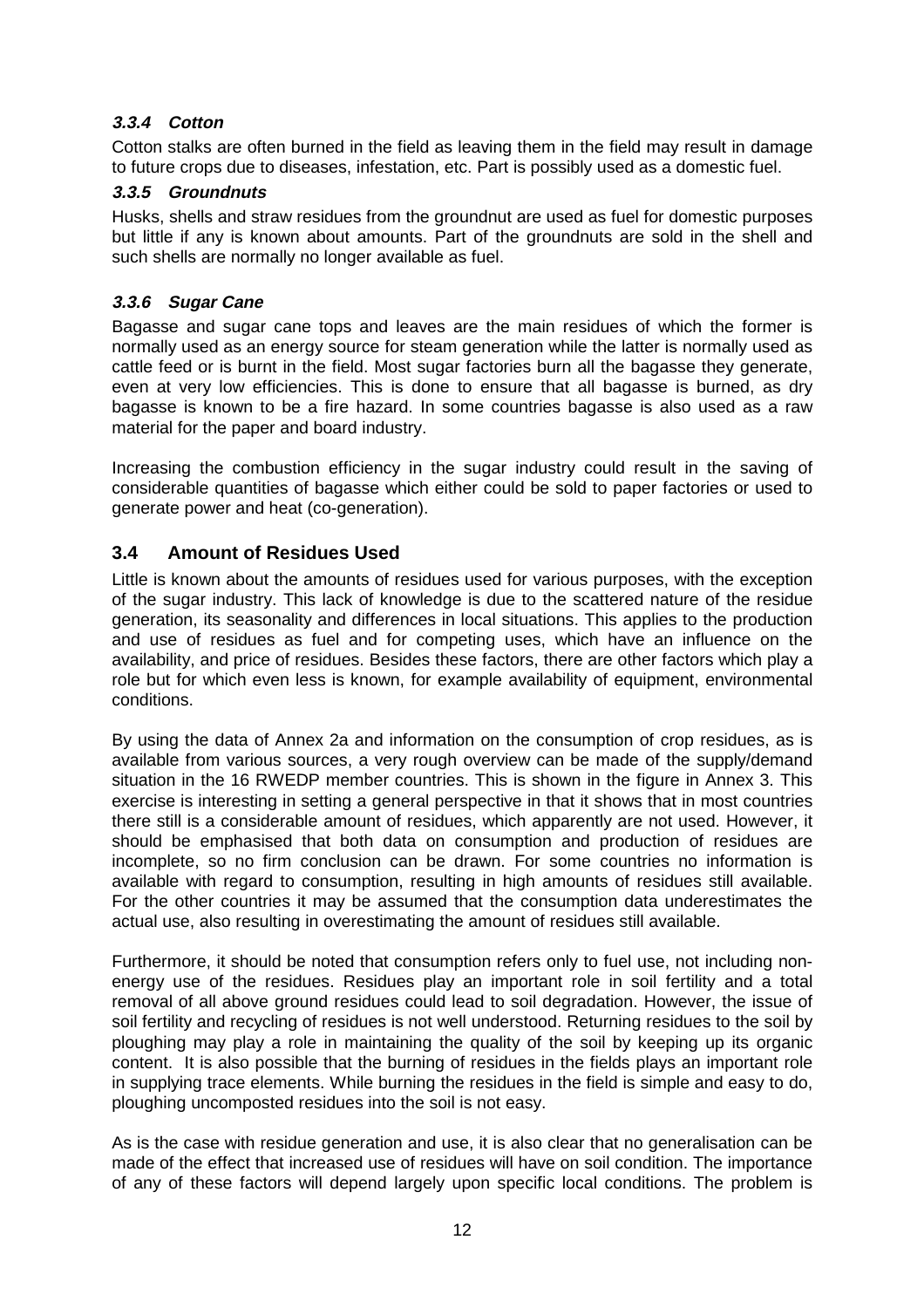#### *3.3.4 Cotton*

Cotton stalks are often burned in the field as leaving them in the field may result in damage to future crops due to diseases, infestation, etc. Part is possibly used as a domestic fuel.

#### *3.3.5 Groundnuts*

Husks, shells and straw residues from the groundnut are used as fuel for domestic purposes but little if any is known about amounts. Part of the groundnuts are sold in the shell and such shells are normally no longer available as fuel.

#### *3.3.6 Sugar Cane*

Bagasse and sugar cane tops and leaves are the main residues of which the former is normally used as an energy source for steam generation while the latter is normally used as cattle feed or is burnt in the field. Most sugar factories burn all the bagasse they generate, even at very low efficiencies. This is done to ensure that all bagasse is burned, as dry bagasse is known to be a fire hazard. In some countries bagasse is also used as a raw material for the paper and board industry.

Increasing the combustion efficiency in the sugar industry could result in the saving of considerable quantities of bagasse which either could be sold to paper factories or used to generate power and heat (co-generation).

### 3.4 Amount of Residues Used

Little is known about the amounts of residues used for various purposes, with the exception of the sugar industry. This lack of knowledge is due to the scattered nature of the residue generation, its seasonality and differences in local situations. This applies to the production and use of residues as fuel and for competing uses, which have an influence on the availability, and price of residues. Besides these factors, there are other factors which play a role but for which even less is known, for example availability of equipment, environmental conditions.

By using the data of Annex 2a and information on the consumption of crop residues, as is available from various sources, a very rough overview can be made of the supply/demand situation in the 16 RWEDP member countries. This is shown in the figure in Annex 3. This exercise is interesting in setting a general perspective in that it shows that in most countries there still is a considerable amount of residues, which apparently are not used. However, it should be emphasised that both data on consumption and production of residues are incomplete, so no firm conclusion can be drawn. For some countries no information is available with regard to consumption, resulting in high amounts of residues still available. For the other countries it may be assumed that the consumption data underestimates the actual use, also resulting in overestimating the amount of residues still available.

Furthermore, it should be noted that consumption refers only to fuel use, not including non-energy use of the residues. Residues play an important role in soil fertility and a total removal of all above ground residues could lead to soil degradation. However, the issue of soil fertility and recycling of residues is not well understood. Returning residues to the soil by ploughing may play a role in maintaining the quality of the soil by keeping up its organic content. It is also possible that the burning of residues in the fields plays an important role in supplying trace elements. While burning the residues in the field is simple and easy to do, ploughing uncomposted residues into the soil is not easy.

As is the case with residue generation and use, it is also clear that no generalisation can be made of the effect that increased use of residues will have on soil condition. The importance of any of these factors will depend largely upon specific local conditions. The problem is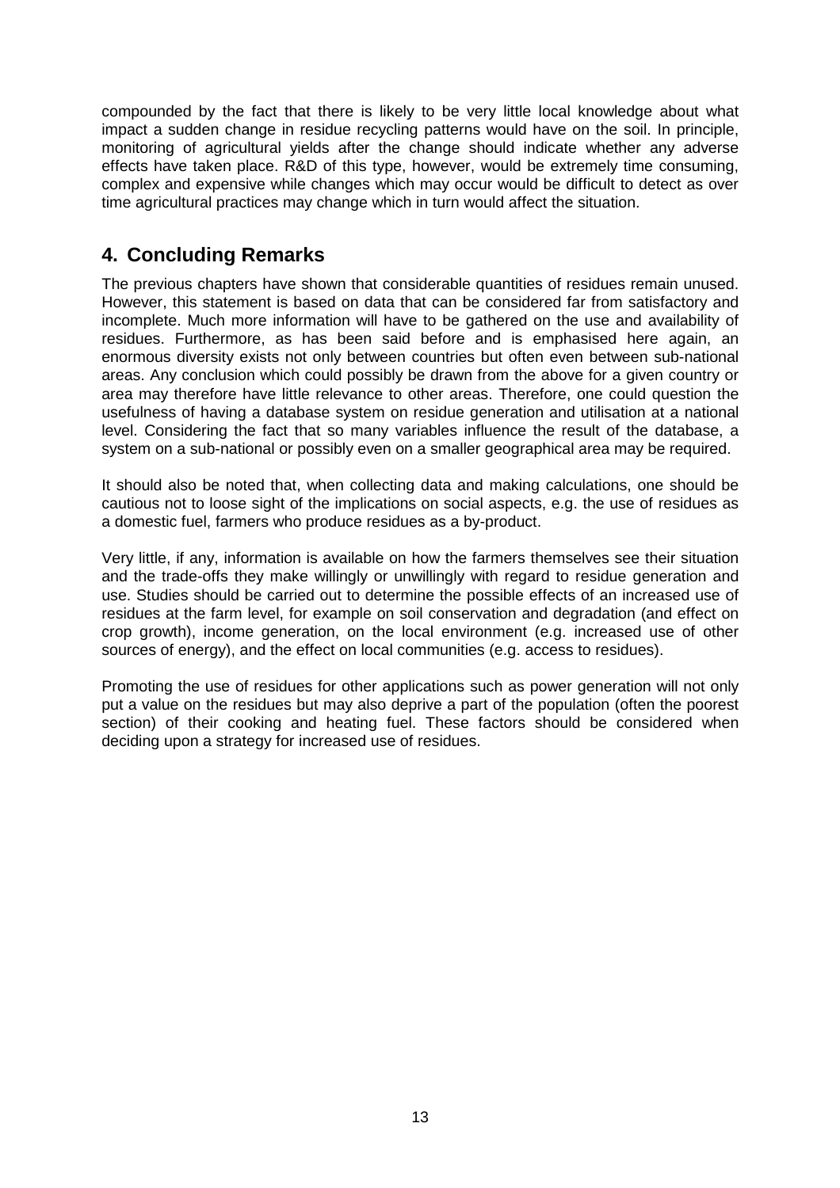compounded by the fact that there is likely to be very little local knowledge about what impact a sudden change in residue recycling patterns would have on the soil. In principle, monitoring of agricultural yields after the change should indicate whether any adverse effects have taken place. R&D of this type, however, would be extremely time consuming, complex and expensive while changes which may occur would be difficult to detect as over time agricultural practices may change which in turn would affect the situation.

## 4. Concluding Remarks

The previous chapters have shown that considerable quantities of residues remain unused. However, this statement is based on data that can be considered far from satisfactory and incomplete. Much more information will have to be gathered on the use and availability of residues. Furthermore, as has been said before and is emphasised here again, an enormous diversity exists not only between countries but often even between sub-national areas. Any conclusion which could possibly be drawn from the above for a given country or area may therefore have little relevance to other areas. Therefore, one could question the usefulness of having a database system on residue generation and utilisation at a national level. Considering the fact that so many variables influence the result of the database, a system on a sub-national or possibly even on a smaller geographical area may be required.

It should also be noted that, when collecting data and making calculations, one should be cautious not to loose sight of the implications on social aspects, e.g. the use of residues as a domestic fuel, farmers who produce residues as a by-product.

Very little, if any, information is available on how the farmers themselves see their situation and the trade-offs they make willingly or unwillingly with regard to residue generation and use. Studies should be carried out to determine the possible effects of an increased use of residues at the farm level, for example on soil conservation and degradation (and effect on crop growth), income generation, on the local environment (e.g. increased use of other sources of energy), and the effect on local communities (e.g. access to residues).

Promoting the use of residues for other applications such as power generation will not only put a value on the residues but may also deprive a part of the population (often the poorest section) of their cooking and heating fuel. These factors should be considered when deciding upon a strategy for increased use of residues.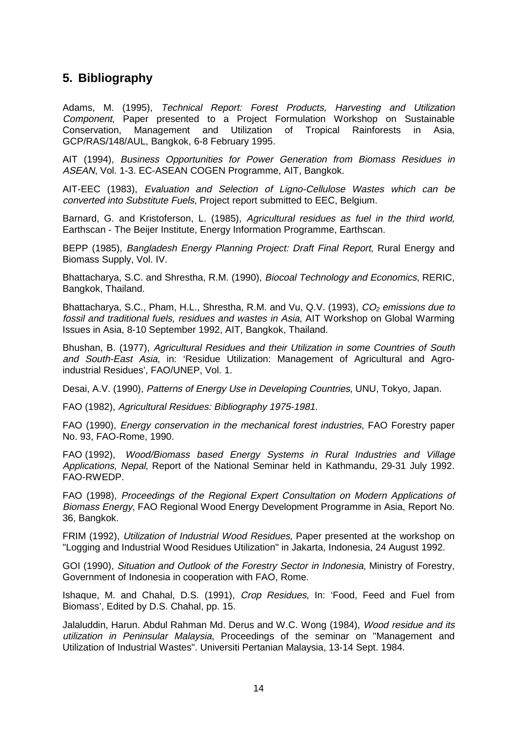## 5. Bibliography

Adams, M. (1995), *Technical Report: Forest Products, Harvesting and Utilization Component*, Paper presented to a Project Formulation Workshop on Sustainable Conservation, Management and Utilization of Tropical Rainforests in Asia, GCP/RAS/148/AUL, Bangkok, 6-8 February 1995.

AIT (1994), *Business Opportunities for Power Generation from Biomass Residues in ASEAN*, Vol. 1-3. EC-ASEAN COGEN Programme, AIT, Bangkok.

AIT-EEC (1983), *Evaluation and Selection of Ligno-Cellulose Wastes which can be converted into Substitute Fuels*, Project report submitted to EEC, Belgium.

Barnard, G. and Kristoferson, L. (1985), *Agricultural residues as fuel in the third world*, Earthscan - The Beijer Institute, Energy Information Programme, Earthscan.

BEPP (1985), *Bangladesh Energy Planning Project: Draft Final Report*, Rural Energy and Biomass Supply, Vol. IV.

Bhattacharya, S.C. and Shrestha, R.M. (1990), *Biocoal Technology and Economics*, RERIC, Bangkok, Thailand.

Bhattacharya, S.C., Pham, H.L., Shrestha, R.M. and Vu, Q.V. (1993), *$CO_2$ emissions due to fossil and traditional fuels, residues and wastes in Asia*, AIT Workshop on Global Warming Issues in Asia, 8-10 September 1992, AIT, Bangkok, Thailand.

Bhushan, B. (1977), *Agricultural Residues and their Utilization in some Countries of South and South-East Asia*, in: 'Residue Utilization: Management of Agricultural and Agro-industrial Residues', FAO/UNEP, Vol. 1.

Desai, A.V. (1990), *Patterns of Energy Use in Developing Countries*, UNU, Tokyo, Japan.

FAO (1982), *Agricultural Residues: Bibliography 1975-1981*.

FAO (1990), *Energy conservation in the mechanical forest industries*, FAO Forestry paper No. 93, FAO-Rome, 1990.

FAO (1992), *Wood/Biomass based Energy Systems in Rural Industries and Village Applications, Nepal*, Report of the National Seminar held in Kathmandu, 29-31 July 1992. FAO-RWEDP.

FAO (1998), *Proceedings of the Regional Expert Consultation on Modern Applications of Biomass Energy*, FAO Regional Wood Energy Development Programme in Asia, Report No. 36, Bangkok.

FRIM (1992), *Utilization of Industrial Wood Residues*, Paper presented at the workshop on "Logging and Industrial Wood Residues Utilization" in Jakarta, Indonesia, 24 August 1992.

GOI (1990), *Situation and Outlook of the Forestry Sector in Indonesia*, Ministry of Forestry, Government of Indonesia in cooperation with FAO, Rome.

Ishaque, M. and Chahal, D.S. (1991), *Crop Residues*, In: 'Food, Feed and Fuel from Biomass', Edited by D.S. Chahal, pp. 15.

Jalaluddin, Harun. Abdul Rahman Md. Derus and W.C. Wong (1984), *Wood residue and its utilization in Peninsular Malaysia*, Proceedings of the seminar on "Management and Utilization of Industrial Wastes". Universiti Pertanian Malaysia, 13-14 Sept. 1984.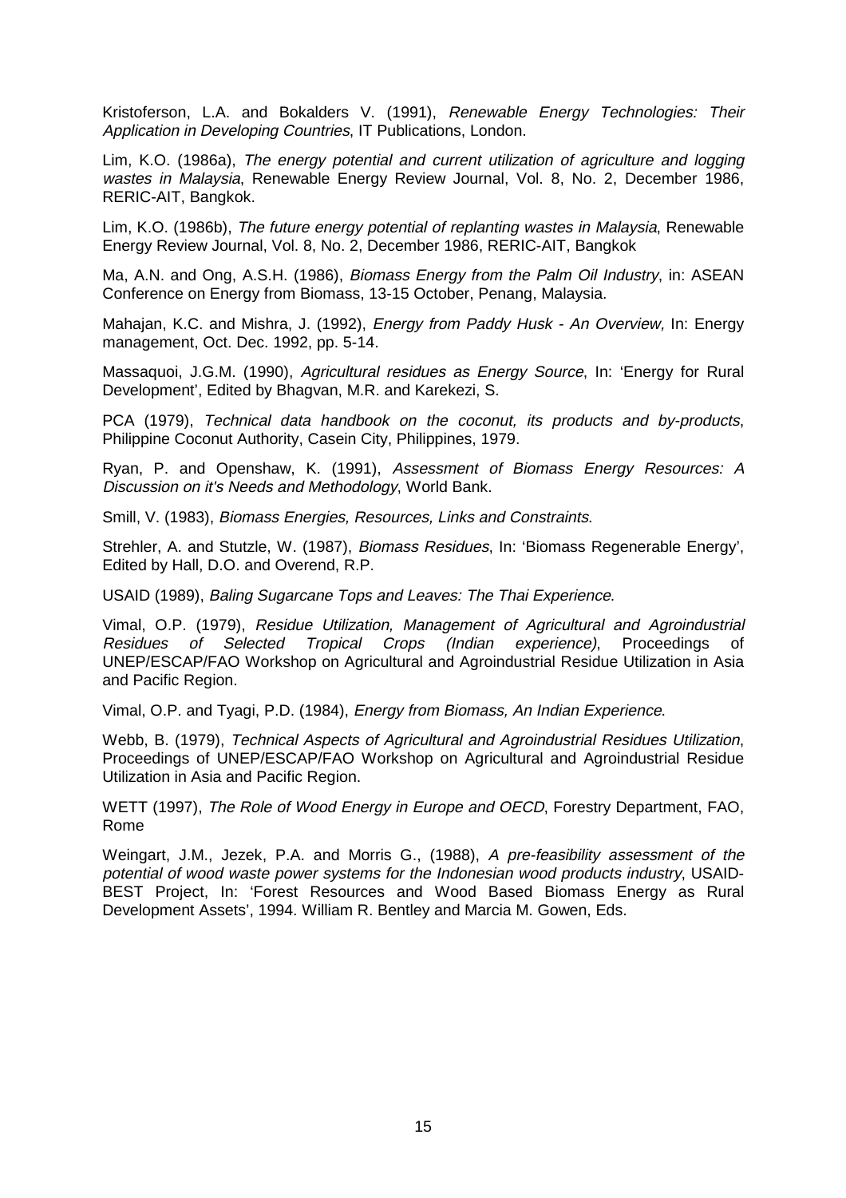Kristoferson, L.A. and Bokalders V. (1991), *Renewable Energy Technologies: Their Application in Developing Countries*, IT Publications, London.

Lim, K.O. (1986a), *The energy potential and current utilization of agriculture and logging wastes in Malaysia*, Renewable Energy Review Journal, Vol. 8, No. 2, December 1986, RERIC-AIT, Bangkok.

Lim, K.O. (1986b), *The future energy potential of replanting wastes in Malaysia*, Renewable Energy Review Journal, Vol. 8, No. 2, December 1986, RERIC-AIT, Bangkok

Ma, A.N. and Ong, A.S.H. (1986), *Biomass Energy from the Palm Oil Industry*, in: ASEAN Conference on Energy from Biomass, 13-15 October, Penang, Malaysia.

Mahajan, K.C. and Mishra, J. (1992), *Energy from Paddy Husk - An Overview,* In: Energy management, Oct. Dec. 1992, pp. 5-14.

Massaquoi, J.G.M. (1990), *Agricultural residues as Energy Source*, In: 'Energy for Rural Development', Edited by Bhagvan, M.R. and Karekezi, S.

PCA (1979), *Technical data handbook on the coconut, its products and by-products*, Philippine Coconut Authority, Casein City, Philippines, 1979.

Ryan, P. and Openshaw, K. (1991), *Assessment of Biomass Energy Resources: A Discussion on it's Needs and Methodology*, World Bank.

Smill, V. (1983), *Biomass Energies, Resources, Links and Constraints.*

Strehler, A. and Stutzle, W. (1987), *Biomass Residues*, In: 'Biomass Regenerable Energy', Edited by Hall, D.O. and Overend, R.P.

USAID (1989), *Baling Sugarcane Tops and Leaves: The Thai Experience.*

Vimal, O.P. (1979), *Residue Utilization, Management of Agricultural and Agroindustrial Residues of Selected Tropical Crops (Indian experience)*, Proceedings of UNEP/ESCAP/FAO Workshop on Agricultural and Agroindustrial Residue Utilization in Asia and Pacific Region.

Vimal, O.P. and Tyagi, P.D. (1984), *Energy from Biomass, An Indian Experience.*

Webb, B. (1979), *Technical Aspects of Agricultural and Agroindustrial Residues Utilization*, Proceedings of UNEP/ESCAP/FAO Workshop on Agricultural and Agroindustrial Residue Utilization in Asia and Pacific Region.

WETT (1997), *The Role of Wood Energy in Europe and OECD*, Forestry Department, FAO, Rome

Weingart, J.M., Jezek, P.A. and Morris G., (1988), *A pre-feasibility assessment of the potential of wood waste power systems for the Indonesian wood products industry*, USAID-BEST Project, In: 'Forest Resources and Wood Based Biomass Energy as Rural Development Assets', 1994. William R. Bentley and Marcia M. Gowen, Eds.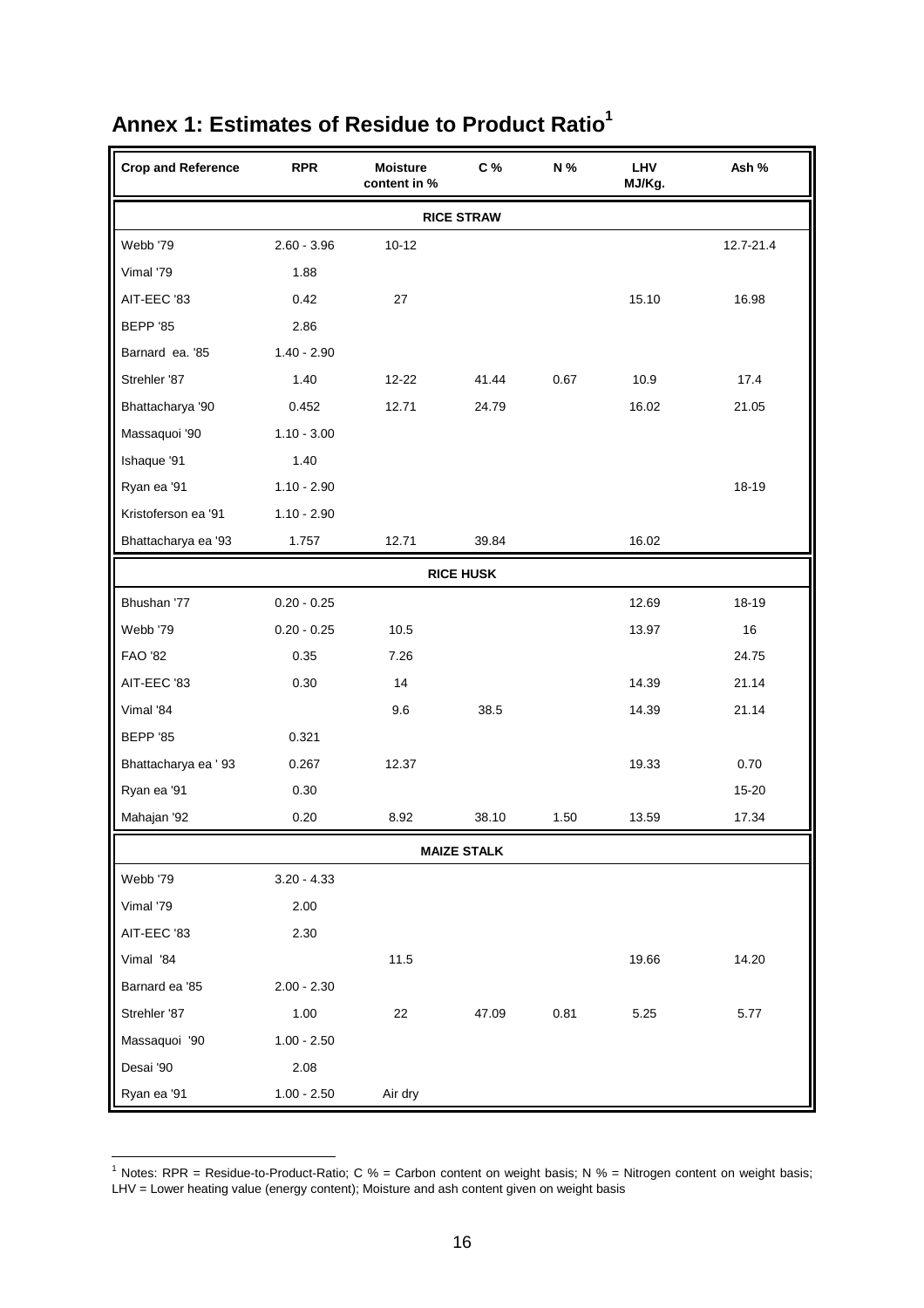## Annex 1: Estimates of Residue to Product Ratio[1]

| Crop and Reference | RPR | Moisture content in % | C % | N % | LHV MJ/Kg. | Ash % |
|---|---|---|---|---|---|---|
| **RICE STRAW** | | | | | | |
| Webb '79 | 2.60 - 3.96 | 10-12 | | | | 12.7-21.4 |
| Vimal '79 | 1.88 | | | | | |
| AIT-EEC '83 | 0.42 | 27 | | | 15.10 | 16.98 |
| BEPP '85 | 2.86 | | | | | |
| Barnard ea. '85 | 1.40 - 2.90 | | | | | |
| Strehler '87 | 1.40 | 12-22 | 41.44 | 0.67 | 10.9 | 17.4 |
| Bhattacharya '90 | 0.452 | 12.71 | 24.79 | | 16.02 | 21.05 |
| Massaquoi '90 | 1.10 - 3.00 | | | | | |
| Ishaque '91 | 1.40 | | | | | |
| Ryan ea '91 | 1.10 - 2.90 | | | | | 18-19 |
| Kristoferson ea '91 | 1.10 - 2.90 | | | | | |
| Bhattacharya ea '93 | 1.757 | 12.71 | 39.84 | | 16.02 | |
| **RICE HUSK** | | | | | | |
| Bhushan '77 | 0.20 - 0.25 | | | | 12.69 | 18-19 |
| Webb '79 | 0.20 - 0.25 | 10.5 | | | 13.97 | 16 |
| FAO '82 | 0.35 | 7.26 | | | | 24.75 |
| AIT-EEC '83 | 0.30 | 14 | | | 14.39 | 21.14 |
| Vimal '84 | | 9.6 | 38.5 | | 14.39 | 21.14 |
| BEPP '85 | 0.321 | | | | | |
| Bhattacharya ea ' 93 | 0.267 | 12.37 | | | 19.33 | 0.70 |
| Ryan ea '91 | 0.30 | | | | | 15-20 |
| Mahajan '92 | 0.20 | 8.92 | 38.10 | 1.50 | 13.59 | 17.34 |
| **MAIZE STALK** | | | | | | |
| Webb '79 | 3.20 - 4.33 | | | | | |
| Vimal '79 | 2.00 | | | | | |
| AIT-EEC '83 | 2.30 | | | | | |
| Vimal '84 | | 11.5 | | | 19.66 | 14.20 |
| Barnard ea '85 | 2.00 - 2.30 | | | | | |
| Strehler '87 | 1.00 | 22 | 47.09 | 0.81 | 5.25 | 5.77 |
| Massaquoi '90 | 1.00 - 2.50 | | | | | |
| Desai '90 | 2.08 | | | | | |
| Ryan ea '91 | 1.00 - 2.50 | Air dry | | | | |

[1] Notes: RPR = Residue-to-Product-Ratio; C % = Carbon content on weight basis; N % = Nitrogen content on weight basis; LHV = Lower heating value (energy content); Moisture and ash content given on weight basis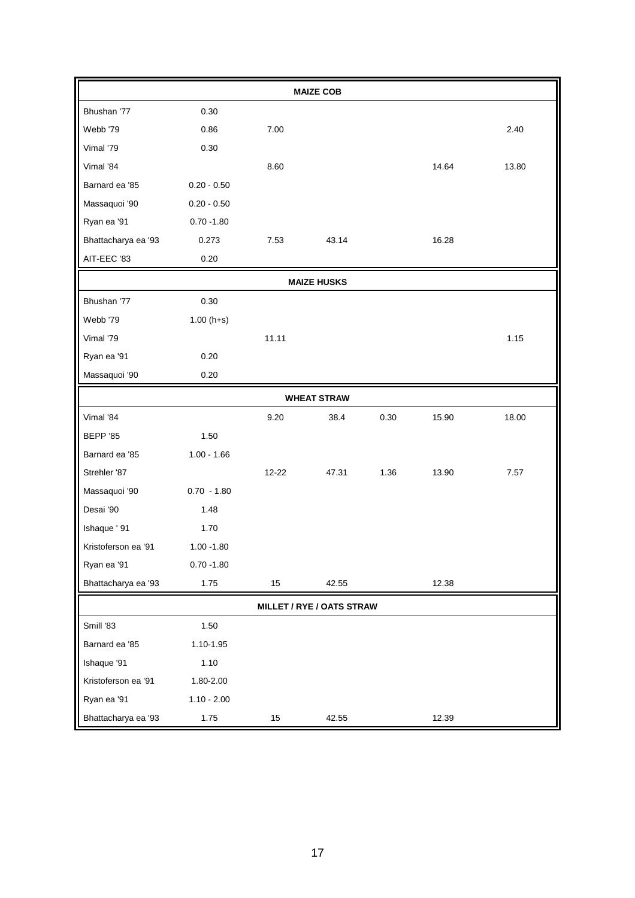| | | | | | | |
|---|---|---|---|---|---|---|
| **MAIZE COB** | | | | | | |
| Bhushan '77 | 0.30 | | | | | |
| Webb '79 | 0.86 | 7.00 | | | | 2.40 |
| Vimal '79 | 0.30 | | | | | |
| Vimal '84 | | 8.60 | | | 14.64 | 13.80 |
| Barnard ea '85 | 0.20 - 0.50 | | | | | |
| Massaquoi '90 | 0.20 - 0.50 | | | | | |
| Ryan ea '91 | 0.70 -1.80 | | | | | |
| Bhattacharya ea '93 | 0.273 | 7.53 | 43.14 | | 16.28 | |
| AIT-EEC '83 | 0.20 | | | | | |
| **MAIZE HUSKS** | | | | | | |
| Bhushan '77 | 0.30 | | | | | |
| Webb '79 | 1.00 (h+s) | | | | | |
| Vimal '79 | | 11.11 | | | | 1.15 |
| Ryan ea '91 | 0.20 | | | | | |
| Massaquoi '90 | 0.20 | | | | | |
| **WHEAT STRAW** | | | | | | |
| Vimal '84 | | 9.20 | 38.4 | 0.30 | 15.90 | 18.00 |
| BEPP '85 | 1.50 | | | | | |
| Barnard ea '85 | 1.00 - 1.66 | | | | | |
| Strehler '87 | | 12-22 | 47.31 | 1.36 | 13.90 | 7.57 |
| Massaquoi '90 | 0.70 - 1.80 | | | | | |
| Desai '90 | 1.48 | | | | | |
| Ishaque ' 91 | 1.70 | | | | | |
| Kristoferson ea '91 | 1.00 -1.80 | | | | | |
| Ryan ea '91 | 0.70 -1.80 | | | | | |
| Bhattacharya ea '93 | 1.75 | 15 | 42.55 | | 12.38 | |
| **MILLET / RYE / OATS STRAW** | | | | | | |
| Smill '83 | 1.50 | | | | | |
| Barnard ea '85 | 1.10-1.95 | | | | | |
| Ishaque '91 | 1.10 | | | | | |
| Kristoferson ea '91 | 1.80-2.00 | | | | | |
| Ryan ea '91 | 1.10 - 2.00 | | | | | |
| Bhattacharya ea '93 | 1.75 | 15 | 42.55 | | 12.39 | |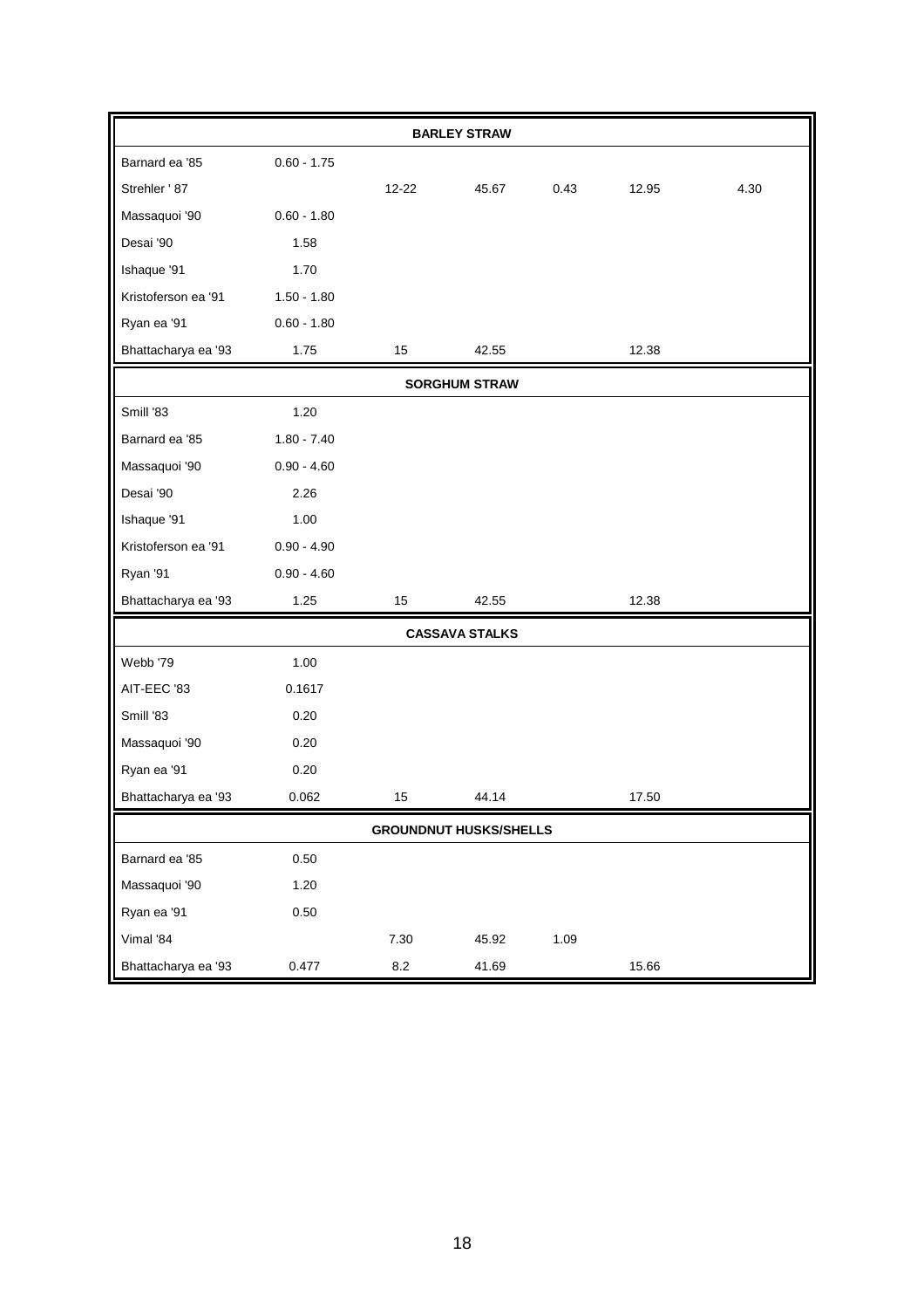| | | | | | | |
|---|---|---|---|---|---|---|
| **BARLEY STRAW** | | | | | | |
| Barnard ea '85 | 0.60 - 1.75 | | | | | |
| Strehler ' 87 | | 12-22 | 45.67 | 0.43 | 12.95 | 4.30 |
| Massaquoi '90 | 0.60 - 1.80 | | | | | |
| Desai '90 | 1.58 | | | | | |
| Ishaque '91 | 1.70 | | | | | |
| Kristoferson ea '91 | 1.50 - 1.80 | | | | | |
| Ryan ea '91 | 0.60 - 1.80 | | | | | |
| Bhattacharya ea '93 | 1.75 | 15 | 42.55 | | 12.38 | |
| **SORGHUM STRAW** | | | | | | |
| Smill '83 | 1.20 | | | | | |
| Barnard ea '85 | 1.80 - 7.40 | | | | | |
| Massaquoi '90 | 0.90 - 4.60 | | | | | |
| Desai '90 | 2.26 | | | | | |
| Ishaque '91 | 1.00 | | | | | |
| Kristoferson ea '91 | 0.90 - 4.90 | | | | | |
| Ryan '91 | 0.90 - 4.60 | | | | | |
| Bhattacharya ea '93 | 1.25 | 15 | 42.55 | | 12.38 | |
| **CASSAVA STALKS** | | | | | | |
| Webb '79 | 1.00 | | | | | |
| AIT-EEC '83 | 0.1617 | | | | | |
| Smill '83 | 0.20 | | | | | |
| Massaquoi '90 | 0.20 | | | | | |
| Ryan ea '91 | 0.20 | | | | | |
| Bhattacharya ea '93 | 0.062 | 15 | 44.14 | | 17.50 | |
| **GROUNDNUT HUSKS/SHELLS** | | | | | | |
| Barnard ea '85 | 0.50 | | | | | |
| Massaquoi '90 | 1.20 | | | | | |
| Ryan ea '91 | 0.50 | | | | | |
| Vimal '84 | | 7.30 | 45.92 | 1.09 | | |
| Bhattacharya ea '93 | 0.477 | 8.2 | 41.69 | | 15.66 | |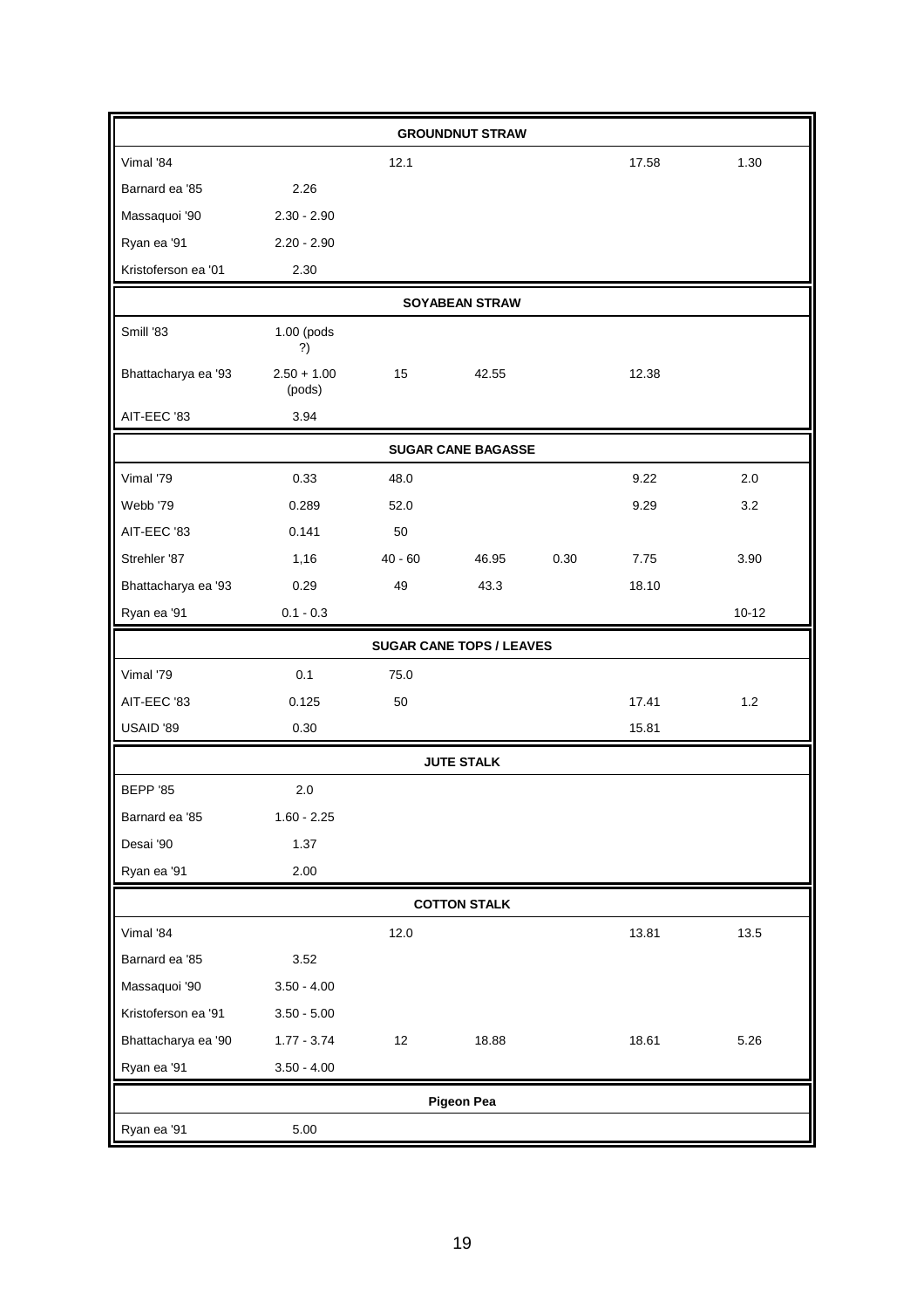| | | | GROUNDNUT STRAW | | | |
|---|---|---|---|---|---|---|
| Vimal '84 | | 12.1 | | | 17.58 | 1.30 |
| Barnard ea '85 | 2.26 | | | | | |
| Massaquoi '90 | 2.30 - 2.90 | | | | | |
| Ryan ea '91 | 2.20 - 2.90 | | | | | |
| Kristoferson ea '01 | 2.30 | | | | | |
| | | | **SOYABEAN STRAW** | | | |
| Smill '83 | 1.00 (pods ?) | | | | | |
| Bhattacharya ea '93 | 2.50 + 1.00 (pods) | 15 | 42.55 | | 12.38 | |
| AIT-EEC '83 | 3.94 | | | | | |
| | | | **SUGAR CANE BAGASSE** | | | |
| Vimal '79 | 0.33 | 48.0 | | | 9.22 | 2.0 |
| Webb '79 | 0.289 | 52.0 | | | 9.29 | 3.2 |
| AIT-EEC '83 | 0.141 | 50 | | | | |
| Strehler '87 | 1,16 | 40 - 60 | 46.95 | 0.30 | 7.75 | 3.90 |
| Bhattacharya ea '93 | 0.29 | 49 | 43.3 | | 18.10 | |
| Ryan ea '91 | 0.1 - 0.3 | | | | | 10-12 |
| | | | **SUGAR CANE TOPS / LEAVES** | | | |
| Vimal '79 | 0.1 | 75.0 | | | | |
| AIT-EEC '83 | 0.125 | 50 | | | 17.41 | 1.2 |
| USAID '89 | 0.30 | | | | 15.81 | |
| | | | **JUTE STALK** | | | |
| BEPP '85 | 2.0 | | | | | |
| Barnard ea '85 | 1.60 - 2.25 | | | | | |
| Desai '90 | 1.37 | | | | | |
| Ryan ea '91 | 2.00 | | | | | |
| | | | **COTTON STALK** | | | |
| Vimal '84 | | 12.0 | | | 13.81 | 13.5 |
| Barnard ea '85 | 3.52 | | | | | |
| Massaquoi '90 | 3.50 - 4.00 | | | | | |
| Kristoferson ea '91 | 3.50 - 5.00 | | | | | |
| Bhattacharya ea '90 | 1.77 - 3.74 | 12 | 18.88 | | 18.61 | 5.26 |
| Ryan ea '91 | 3.50 - 4.00 | | | | | |
| | | | **Pigeon Pea** | | | |
| Ryan ea '91 | 5.00 | | | | | |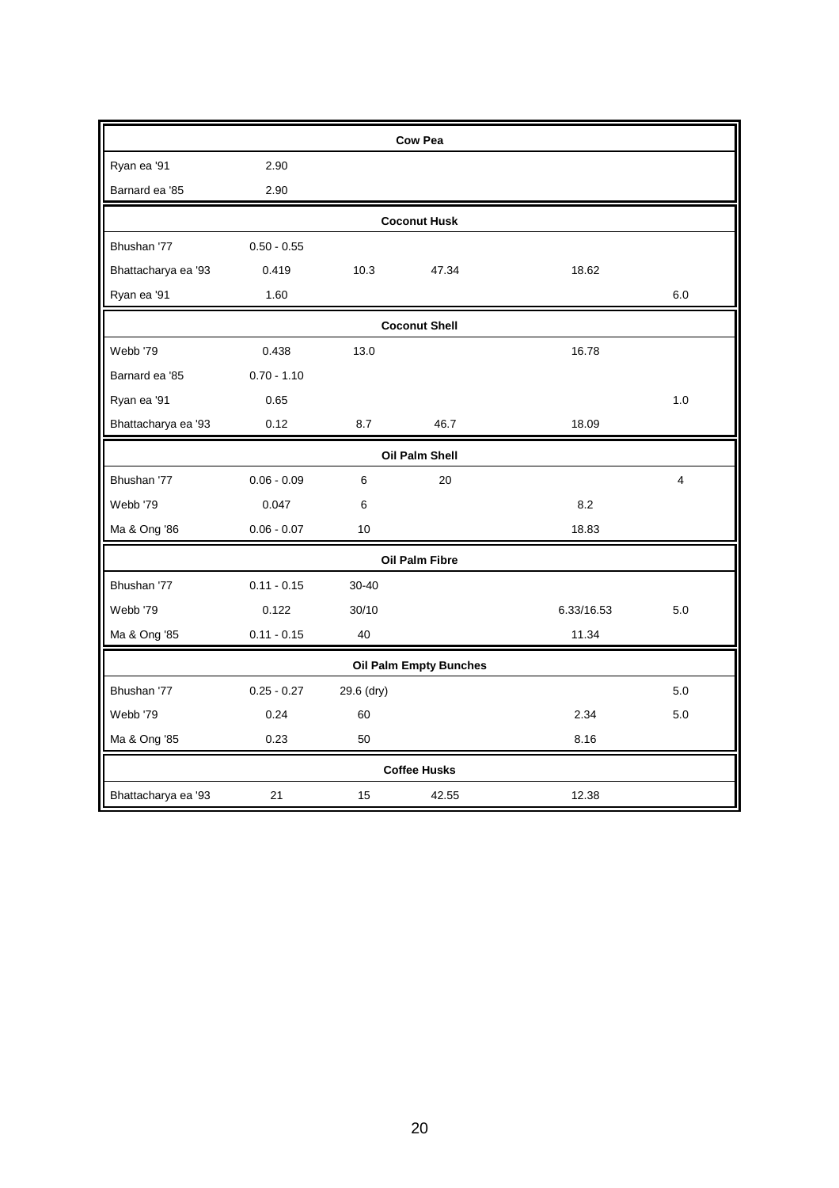| | | | **Cow Pea** | | |
|---|---|---|---|---|---|
| Ryan ea '91 | 2.90 | | | | |
| Barnard ea '85 | 2.90 | | | | |
| | | | **Coconut Husk** | | |
| Bhushan '77 | 0.50 - 0.55 | | | | |
| Bhattacharya ea '93 | 0.419 | 10.3 | 47.34 | 18.62 | |
| Ryan ea '91 | 1.60 | | | | 6.0 |
| | | | **Coconut Shell** | | |
| Webb '79 | 0.438 | 13.0 | | 16.78 | |
| Barnard ea '85 | 0.70 - 1.10 | | | | |
| Ryan ea '91 | 0.65 | | | | 1.0 |
| Bhattacharya ea '93 | 0.12 | 8.7 | 46.7 | 18.09 | |
| | | | **Oil Palm Shell** | | |
| Bhushan '77 | 0.06 - 0.09 | 6 | 20 | | 4 |
| Webb '79 | 0.047 | 6 | | 8.2 | |
| Ma & Ong '86 | 0.06 - 0.07 | 10 | | 18.83 | |
| | | | **Oil Palm Fibre** | | |
| Bhushan '77 | 0.11 - 0.15 | 30-40 | | | |
| Webb '79 | 0.122 | 30/10 | | 6.33/16.53 | 5.0 |
| Ma & Ong '85 | 0.11 - 0.15 | 40 | | 11.34 | |
| | | | **Oil Palm Empty Bunches** | | |
| Bhushan '77 | 0.25 - 0.27 | 29.6 (dry) | | | 5.0 |
| Webb '79 | 0.24 | 60 | | 2.34 | 5.0 |
| Ma & Ong '85 | 0.23 | 50 | | 8.16 | |
| | | | **Coffee Husks** | | |
| Bhattacharya ea '93 | 21 | 15 | 42.55 | 12.38 | |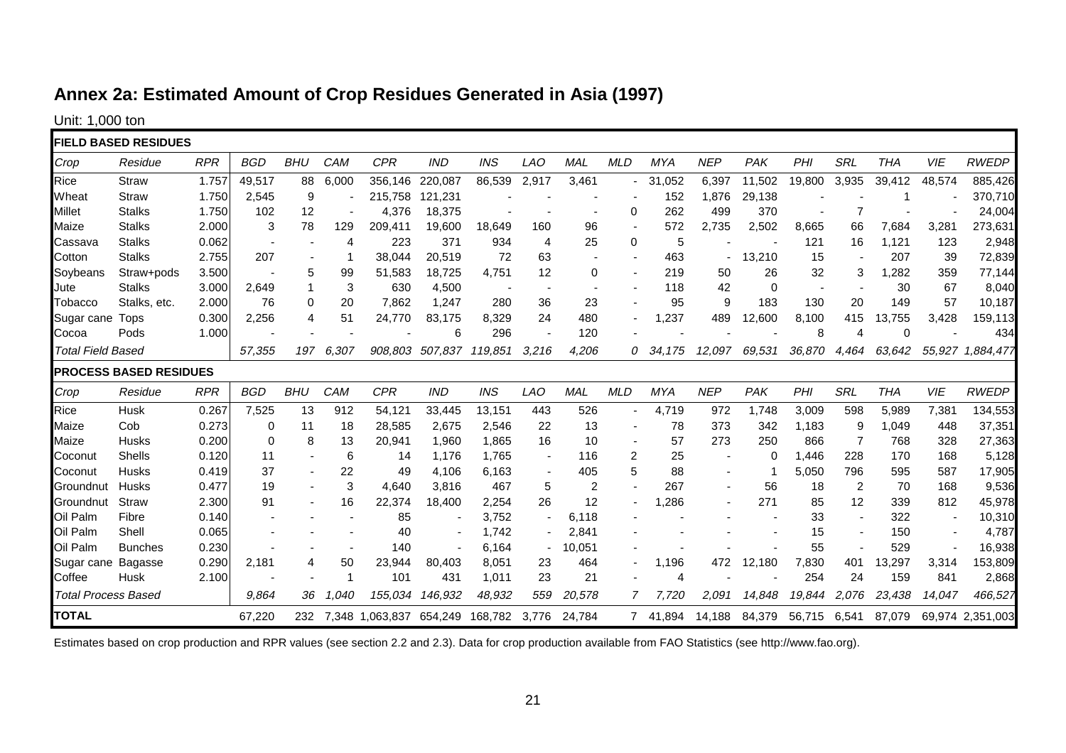## Annex 2a: Estimated Amount of Crop Residues Generated in Asia (1997)

Unit: 1,000 ton

| Crop | Residue | RPR | BGD | BHU | CAM | CPR | IND | INS | LAO | MAL | MLD | MYA | NEP | PAK | PHI | SRL | THA | VIE | RWEDP |
|---|---|---|---|---|---|---|---|---|---|---|---|---|---|---|---|---|---|---|---|
| **FIELD BASED RESIDUES** | | | | | | | | | | | | | | | | | | | |
| *Crop* | *Residue* | *RPR* | *BGD* | *BHU* | *CAM* | *CPR* | *IND* | *INS* | *LAO* | *MAL* | *MLD* | *MYA* | *NEP* | *PAK* | *PHI* | *SRL* | *THA* | *VIE* | *RWEDP* |
| Rice | Straw | 1.757 | 49,517 | 88 | 6,000 | 356,146 | 220,087 | 86,539 | 2,917 | 3,461 | - | 31,052 | 6,397 | 11,502 | 19,800 | 3,935 | 39,412 | 48,574 | 885,426 |
| Wheat | Straw | 1.750 | 2,545 | 9 | - | 215,758 | 121,231 | - | - | - | - | 152 | 1,876 | 29,138 | - | - | 1 | - | 370,710 |
| Millet | Stalks | 1.750 | 102 | 12 | - | 4,376 | 18,375 | - | - | - | 0 | 262 | 499 | 370 | - | 7 | - | - | 24,004 |
| Maize | Stalks | 2.000 | 3 | 78 | 129 | 209,411 | 19,600 | 18,649 | 160 | 96 | - | 572 | 2,735 | 2,502 | 8,665 | 66 | 7,684 | 3,281 | 273,631 |
| Cassava | Stalks | 0.062 | - | - | 4 | 223 | 371 | 934 | 4 | 25 | 0 | 5 | - | - | 121 | 16 | 1,121 | 123 | 2,948 |
| Cotton | Stalks | 2.755 | 207 | - | 1 | 38,044 | 20,519 | 72 | 63 | - | - | 463 | - | 13,210 | 15 | - | 207 | 39 | 72,839 |
| Soybeans | Straw+pods | 3.500 | - | 5 | 99 | 51,583 | 18,725 | 4,751 | 12 | 0 | - | 219 | 50 | 26 | 32 | 3 | 1,282 | 359 | 77,144 |
| Jute | Stalks | 3.000 | 2,649 | 1 | 3 | 630 | 4,500 | - | - | - | - | 118 | 42 | 0 | - | - | 30 | 67 | 8,040 |
| Tobacco | Stalks, etc. | 2.000 | 76 | 0 | 20 | 7,862 | 1,247 | 280 | 36 | 23 | - | 95 | 9 | 183 | 130 | 20 | 149 | 57 | 10,187 |
| Sugar cane | Tops | 0.300 | 2,256 | 4 | 51 | 24,770 | 83,175 | 8,329 | 24 | 480 | - | 1,237 | 489 | 12,600 | 8,100 | 415 | 13,755 | 3,428 | 159,113 |
| Cocoa | Pods | 1.000 | - | - | - | - | 6 | 296 | - | 120 | - | - | - | - | 8 | 4 | 0 | - | 434 |
| *Total Field Based* | | | *57,355* | *197* | *6,307* | *908,803* | *507,837* | *119,851* | *3,216* | *4,206* | *0* | *34,175* | *12,097* | *69,531* | *36,870* | *4,464* | *63,642* | *55,927* | *1,884,477* |
| **PROCESS BASED RESIDUES** | | | | | | | | | | | | | | | | | | | |
| *Crop* | *Residue* | *RPR* | *BGD* | *BHU* | *CAM* | *CPR* | *IND* | *INS* | *LAO* | *MAL* | *MLD* | *MYA* | *NEP* | *PAK* | *PHI* | *SRL* | *THA* | *VIE* | *RWEDP* |
| Rice | Husk | 0.267 | 7,525 | 13 | 912 | 54,121 | 33,445 | 13,151 | 443 | 526 | - | 4,719 | 972 | 1,748 | 3,009 | 598 | 5,989 | 7,381 | 134,553 |
| Maize | Cob | 0.273 | 0 | 11 | 18 | 28,585 | 2,675 | 2,546 | 22 | 13 | - | 78 | 373 | 342 | 1,183 | 9 | 1,049 | 448 | 37,351 |
| Maize | Husks | 0.200 | 0 | 8 | 13 | 20,941 | 1,960 | 1,865 | 16 | 10 | - | 57 | 273 | 250 | 866 | 7 | 768 | 328 | 27,363 |
| Coconut | Shells | 0.120 | 11 | - | 6 | 14 | 1,176 | 1,765 | - | 116 | 2 | 25 | - | 0 | 1,446 | 228 | 170 | 168 | 5,128 |
| Coconut | Husks | 0.419 | 37 | - | 22 | 49 | 4,106 | 6,163 | - | 405 | 5 | 88 | - | 1 | 5,050 | 796 | 595 | 587 | 17,905 |
| Groundnut | Husks | 0.477 | 19 | - | 3 | 4,640 | 3,816 | 467 | 5 | 2 | - | 267 | - | 56 | 18 | 2 | 70 | 168 | 9,536 |
| Groundnut | Straw | 2.300 | 91 | - | 16 | 22,374 | 18,400 | 2,254 | 26 | 12 | - | 1,286 | - | 271 | 85 | 12 | 339 | 812 | 45,978 |
| Oil Palm | Fibre | 0.140 | - | - | - | 85 | - | 3,752 | - | 6,118 | - | - | - | - | 33 | - | 322 | - | 10,310 |
| Oil Palm | Shell | 0.065 | - | - | - | 40 | - | 1,742 | - | 2,841 | - | - | - | - | 15 | - | 150 | - | 4,787 |
| Oil Palm | Bunches | 0.230 | - | - | - | 140 | - | 6,164 | - | 10,051 | - | - | - | - | 55 | - | 529 | - | 16,938 |
| Sugar cane | Bagasse | 0.290 | 2,181 | 4 | 50 | 23,944 | 80,403 | 8,051 | 23 | 464 | - | 1,196 | 472 | 12,180 | 7,830 | 401 | 13,297 | 3,314 | 153,809 |
| Coffee | Husk | 2.100 | - | - | 1 | 101 | 431 | 1,011 | 23 | 21 | - | 4 | - | - | 254 | 24 | 159 | 841 | 2,868 |
| *Total Process Based* | | | *9,864* | *36* | *1,040* | *155,034* | *146,932* | *48,932* | *559* | *20,578* | *7* | *7,720* | *2,091* | *14,848* | *19,844* | *2,076* | *23,438* | *14,047* | *466,527* |
| **TOTAL** | | | 67,220 | 232 | 7,348 | 1,063,837 | 654,249 | 168,782 | 3,776 | 24,784 | 7 | 41,894 | 14,188 | 84,379 | 56,715 | 6,541 | 87,079 | 69,974 | 2,351,003 |

Estimates based on crop production and RPR values (see section 2.2 and 2.3). Data for crop production available from FAO Statistics (see http://www.fao.org).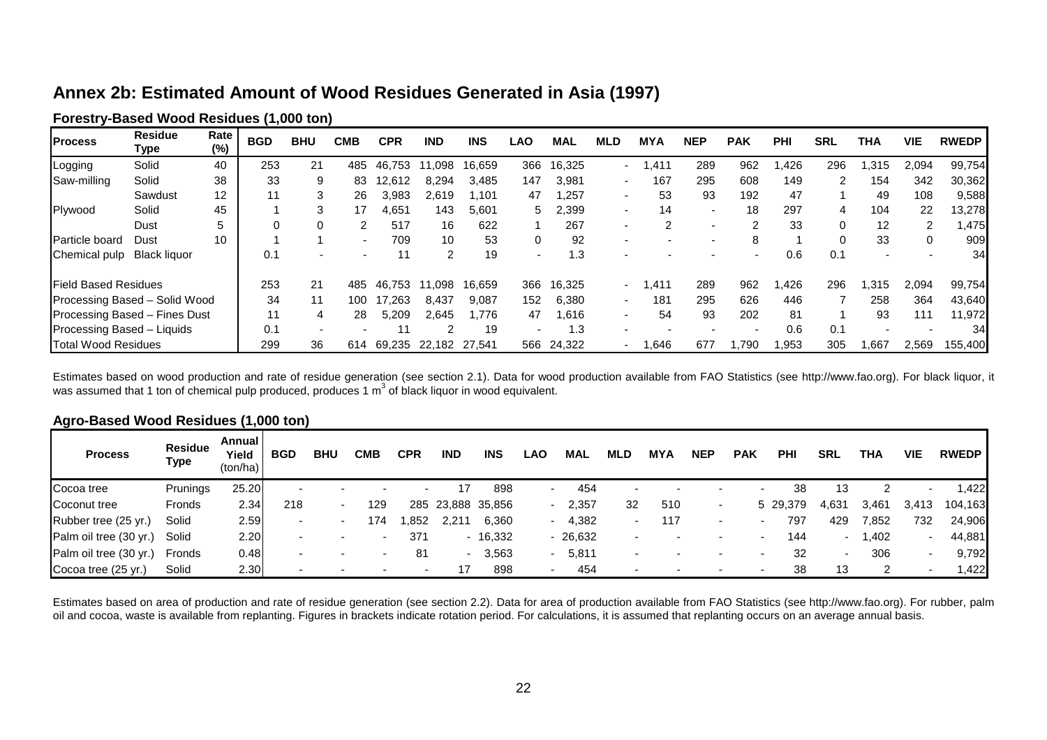# Annex 2b: Estimated Amount of Wood Residues Generated in Asia (1997)

### Forestry-Based Wood Residues (1,000 ton)

| Process | Residue Type | Rate (%) | BGD | BHU | CMB | CPR | IND | INS | LAO | MAL | MLD | MYA | NEP | PAK | PHI | SRL | THA | VIE | RWEDP |
|---|---|---|---|---|---|---|---|---|---|---|---|---|---|---|---|---|---|---|---|
| Logging | Solid | 40 | 253 | 21 | 485 | 46,753 | 11,098 | 16,659 | 366 | 16,325 | - | 1,411 | 289 | 962 | 1,426 | 296 | 1,315 | 2,094 | 99,754 |
| Saw-milling | Solid | 38 | 33 | 9 | 83 | 12,612 | 8,294 | 3,485 | 147 | 3,981 | - | 167 | 295 | 608 | 149 | 2 | 154 | 342 | 30,362 |
| | Sawdust | 12 | 11 | 3 | 26 | 3,983 | 2,619 | 1,101 | 47 | 1,257 | - | 53 | 93 | 192 | 47 | 1 | 49 | 108 | 9,588 |
| Plywood | Solid | 45 | 1 | 3 | 17 | 4,651 | 143 | 5,601 | 5 | 2,399 | - | 14 | - | 18 | 297 | 4 | 104 | 22 | 13,278 |
| | Dust | 5 | 0 | 0 | 2 | 517 | 16 | 622 | 1 | 267 | - | 2 | - | 2 | 33 | 0 | 12 | 2 | 1,475 |
| Particle board | Dust | 10 | 1 | 1 | - | 709 | 10 | 53 | 0 | 92 | - | - | - | 8 | 1 | 0 | 33 | 0 | 909 |
| Chemical pulp | Black liquor | | 0.1 | - | - | 11 | 2 | 19 | - | 1.3 | - | - | - | - | 0.6 | 0.1 | - | - | 34 |
| Field Based Residues | | | 253 | 21 | 485 | 46,753 | 11,098 | 16,659 | 366 | 16,325 | - | 1,411 | 289 | 962 | 1,426 | 296 | 1,315 | 2,094 | 99,754 |
| Processing Based – Solid Wood | | | 34 | 11 | 100 | 17,263 | 8,437 | 9,087 | 152 | 6,380 | - | 181 | 295 | 626 | 446 | 7 | 258 | 364 | 43,640 |
| Processing Based – Fines Dust | | | 11 | 4 | 28 | 5,209 | 2,645 | 1,776 | 47 | 1,616 | - | 54 | 93 | 202 | 81 | 1 | 93 | 111 | 11,972 |
| Processing Based – Liquids | | | 0.1 | - | - | 11 | 2 | 19 | - | 1.3 | - | - | - | - | 0.6 | 0.1 | - | - | 34 |
| Total Wood Residues | | | 299 | 36 | 614 | 69,235 | 22,182 | 27,541 | 566 | 24,322 | - | 1,646 | 677 | 1,790 | 1,953 | 305 | 1,667 | 2,569 | 155,400 |

Estimates based on wood production and rate of residue generation (see section 2.1). Data for wood production available from FAO Statistics (see http://www.fao.org). For black liquor, it was assumed that 1 ton of chemical pulp produced, produces 1 $m^3$ of black liquor in wood equivalent.

### Agro-Based Wood Residues (1,000 ton)

| Process | Residue Type | Annual Yield (ton/ha) | BGD | BHU | CMB | CPR | IND | INS | LAO | MAL | MLD | MYA | NEP | PAK | PHI | SRL | THA | VIE | RWEDP |
|---|---|---|---|---|---|---|---|---|---|---|---|---|---|---|---|---|---|---|---|
| Cocoa tree | Prunings | 25.20 | - | - | - | - | 17 | 898 | - | 454 | - | - | - | - | 38 | 13 | 2 | - | 1,422 |
| Coconut tree | Fronds | 2.34 | 218 | - | 129 | 285 | 23,888 | 35,856 | - | 2,357 | 32 | 510 | - | 5 | 29,379 | 4,631 | 3,461 | 3,413 | 104,163 |
| Rubber tree (25 yr.) | Solid | 2.59 | - | - | 174 | 1,852 | 2,211 | 6,360 | - | 4,382 | - | 117 | - | - | 797 | 429 | 7,852 | 732 | 24,906 |
| Palm oil tree (30 yr.) | Solid | 2.20 | - | - | - | 371 | - | 16,332 | - | 26,632 | - | - | - | - | 144 | - | 1,402 | - | 44,881 |
| Palm oil tree (30 yr.) | Fronds | 0.48 | - | - | - | 81 | - | 3,563 | - | 5,811 | - | - | - | - | 32 | - | 306 | - | 9,792 |
| Cocoa tree (25 yr.) | Solid | 2.30 | - | - | - | - | 17 | 898 | - | 454 | - | - | - | - | 38 | 13 | 2 | - | 1,422 |

Estimates based on area of production and rate of residue generation (see section 2.2). Data for area of production available from FAO Statistics (see http://www.fao.org). For rubber, palm oil and cocoa, waste is available from replanting. Figures in brackets indicate rotation period. For calculations, it is assumed that replanting occurs on an average annual basis.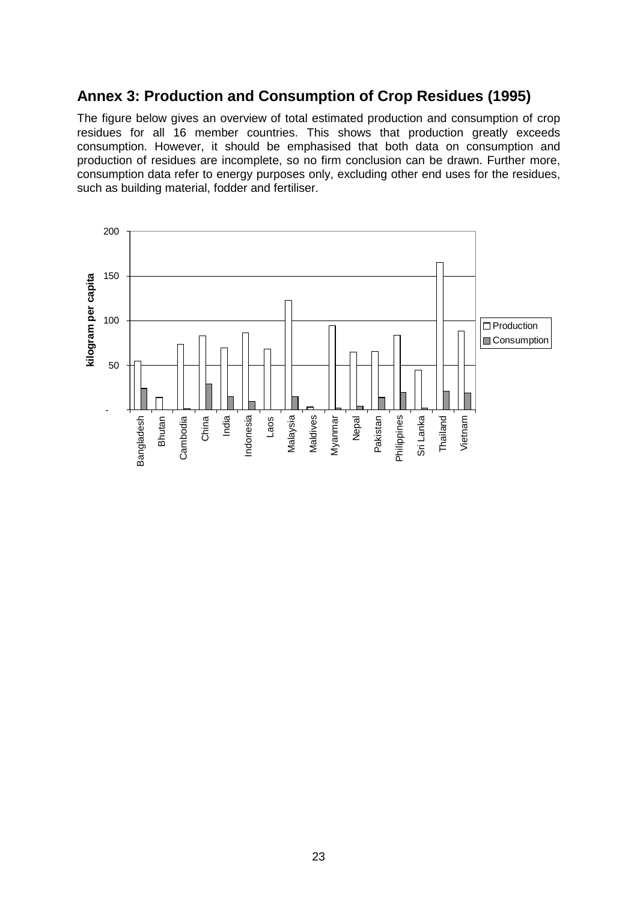## Annex 3: Production and Consumption of Crop Residues (1995)

The figure below gives an overview of total estimated production and consumption of crop residues for all 16 member countries. This shows that production greatly exceeds consumption. However, it should be emphasised that both data on consumption and production of residues are incomplete, so no firm conclusion can be drawn. Further more, consumption data refer to energy purposes only, excluding other end uses for the residues, such as building material, fodder and fertiliser.

200
150
100
50
-

kilogram per capita

Production
Consumption

Bangladesh
Bhutan
Cambodia
China
India
Indonesia
Laos
Malaysia
Maldives
Myanmar
Nepal
Pakistan
Philippines
Sri Lanka
Thailand
Vietnam